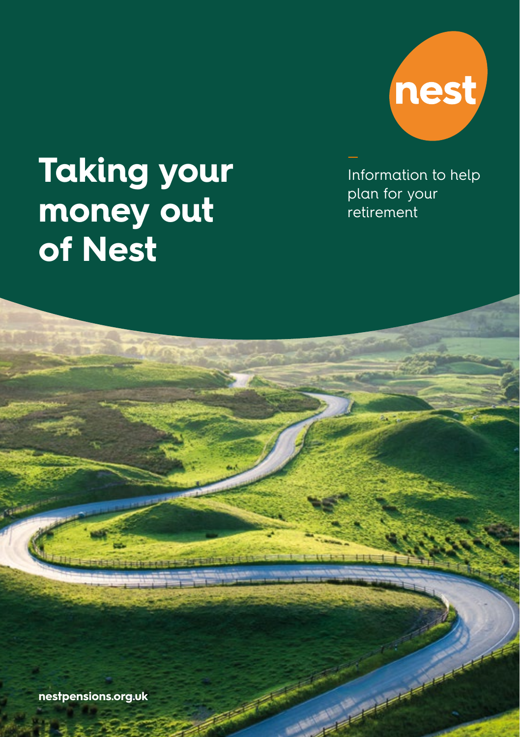nest

# Taking your money out of Nest

Information to help plan for your retirement

nestpensions.org.uk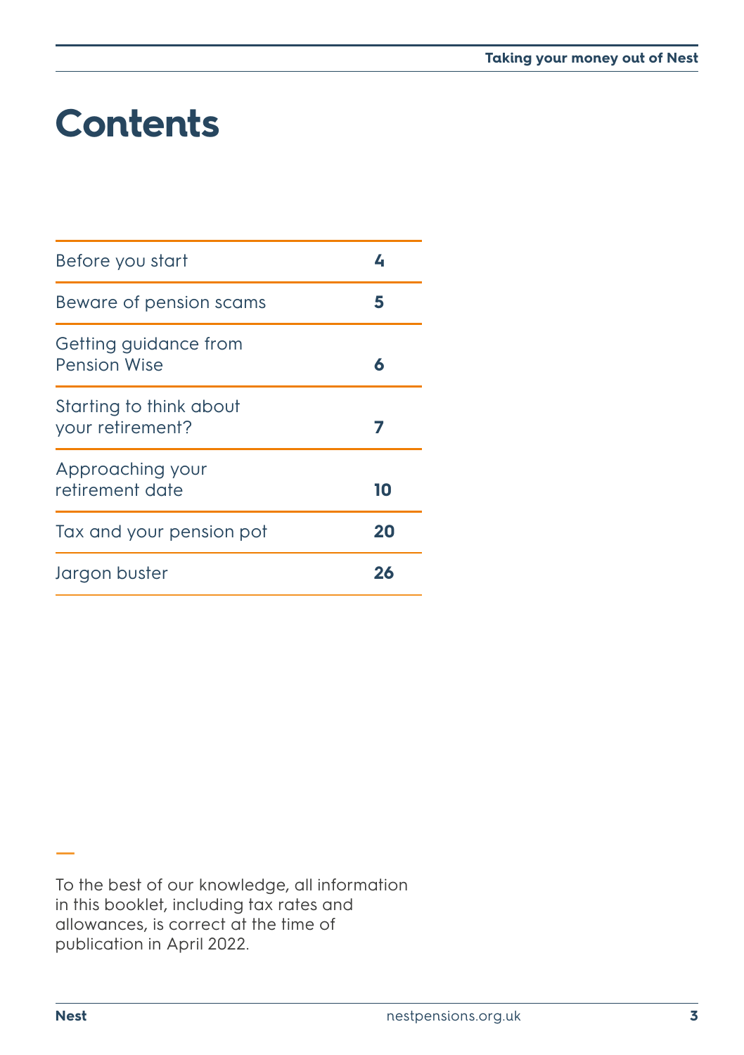# Contents

| | |
|---|---|
| Before you start | **4** |
| Beware of pension scams | **5** |
| Getting guidance from Pension Wise | **6** |
| Starting to think about your retirement? | **7** |
| Approaching your retirement date | **10** |
| Tax and your pension pot | **20** |
| Jargon buster | **26** |

To the best of our knowledge, all information in this booklet, including tax rates and allowances, is correct at the time of publication in April 2022.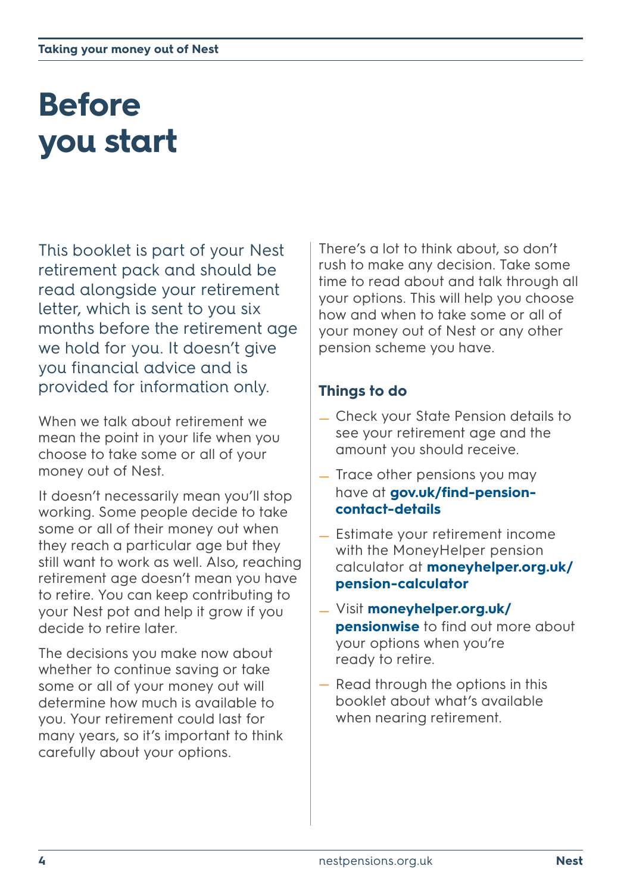# Before you start

This booklet is part of your Nest retirement pack and should be read alongside your retirement letter, which is sent to you six months before the retirement age we hold for you. It doesn't give you financial advice and is provided for information only.

When we talk about retirement we mean the point in your life when you choose to take some or all of your money out of Nest.

It doesn't necessarily mean you'll stop working. Some people decide to take some or all of their money out when they reach a particular age but they still want to work as well. Also, reaching retirement age doesn't mean you have to retire. You can keep contributing to your Nest pot and help it grow if you decide to retire later.

The decisions you make now about whether to continue saving or take some or all of your money out will determine how much is available to you. Your retirement could last for many years, so it's important to think carefully about your options.

There's a lot to think about, so don't rush to make any decision. Take some time to read about and talk through all your options. This will help you choose how and when to take some or all of your money out of Nest or any other pension scheme you have.

### Things to do

- Check your State Pension details to see your retirement age and the amount you should receive.
- Trace other pensions you may have at **gov.uk/find-pension-contact-details**
- Estimate your retirement income with the MoneyHelper pension calculator at **moneyhelper.org.uk/pension-calculator**
- Visit **moneyhelper.org.uk/pensionwise** to find out more about your options when you're ready to retire.
- Read through the options in this booklet about what's available when nearing retirement.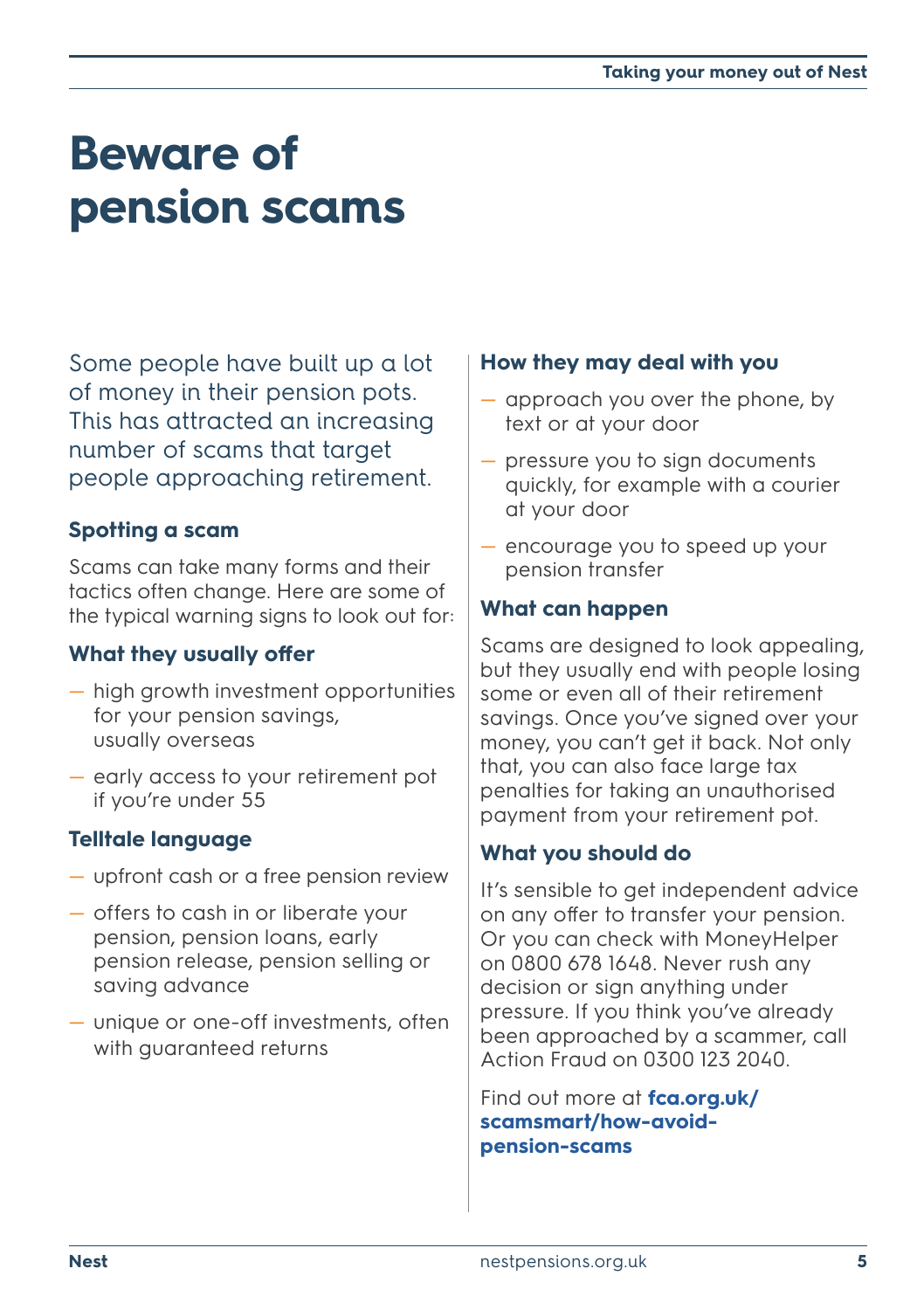# Beware of pension scams

Some people have built up a lot of money in their pension pots. This has attracted an increasing number of scams that target people approaching retirement.

### Spotting a scam

Scams can take many forms and their tactics often change. Here are some of the typical warning signs to look out for:

### What they usually offer

- high growth investment opportunities for your pension savings, usually overseas
- early access to your retirement pot if you're under 55

### Telltale language

- upfront cash or a free pension review
- offers to cash in or liberate your pension, pension loans, early pension release, pension selling or saving advance
- unique or one-off investments, often with guaranteed returns

### How they may deal with you

- approach you over the phone, by text or at your door
- pressure you to sign documents quickly, for example with a courier at your door
- encourage you to speed up your pension transfer

### What can happen

Scams are designed to look appealing, but they usually end with people losing some or even all of their retirement savings. Once you've signed over your money, you can't get it back. Not only that, you can also face large tax penalties for taking an unauthorised payment from your retirement pot.

### What you should do

It's sensible to get independent advice on any offer to transfer your pension. Or you can check with MoneyHelper on 0800 678 1648. Never rush any decision or sign anything under pressure. If you think you've already been approached by a scammer, call Action Fraud on 0300 123 2040.

Find out more at **fca.org.uk/scamsmart/how-avoid-pension-scams**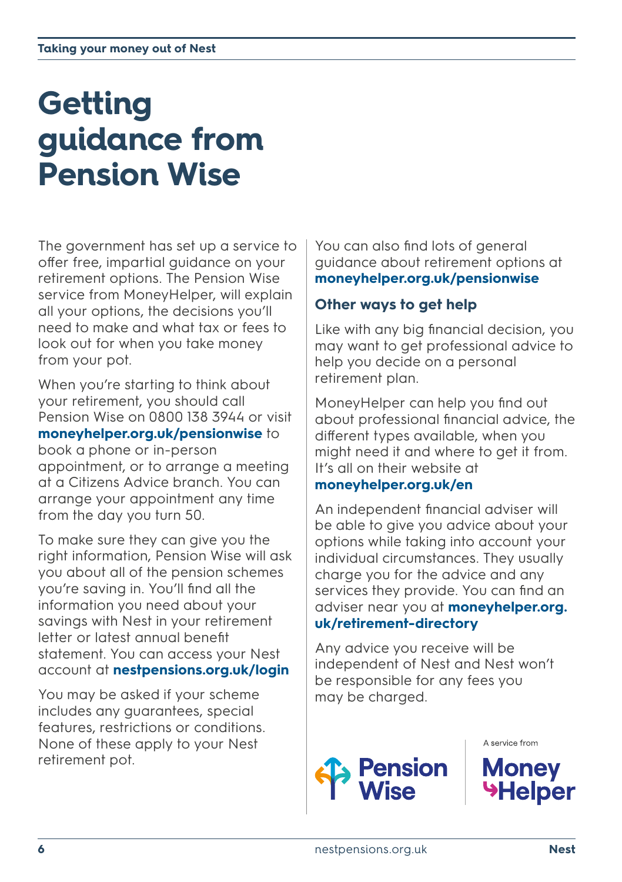# Getting guidance from Pension Wise

The government has set up a service to offer free, impartial guidance on your retirement options. The Pension Wise service from MoneyHelper, will explain all your options, the decisions you'll need to make and what tax or fees to look out for when you take money from your pot.

When you're starting to think about your retirement, you should call Pension Wise on 0800 138 3944 or visit **moneyhelper.org.uk/pensionwise** to book a phone or in-person appointment, or to arrange a meeting at a Citizens Advice branch. You can arrange your appointment any time from the day you turn 50.

To make sure they can give you the right information, Pension Wise will ask you about all of the pension schemes you're saving in. You'll find all the information you need about your savings with Nest in your retirement letter or latest annual benefit statement. You can access your Nest account at **nestpensions.org.uk/login**

You may be asked if your scheme includes any guarantees, special features, restrictions or conditions. None of these apply to your Nest retirement pot.

You can also find lots of general guidance about retirement options at **moneyhelper.org.uk/pensionwise**

## Other ways to get help

Like with any big financial decision, you may want to get professional advice to help you decide on a personal retirement plan.

MoneyHelper can help you find out about professional financial advice, the different types available, when you might need it and where to get it from. It's all on their website at **moneyhelper.org.uk/en**

An independent financial adviser will be able to give you advice about your options while taking into account your individual circumstances. They usually charge you for the advice and any services they provide. You can find an adviser near you at **moneyhelper.org.uk/retirement-directory**

Any advice you receive will be independent of Nest and Nest won't be responsible for any fees you may be charged.

Pension Wise

A service from MoneyHelper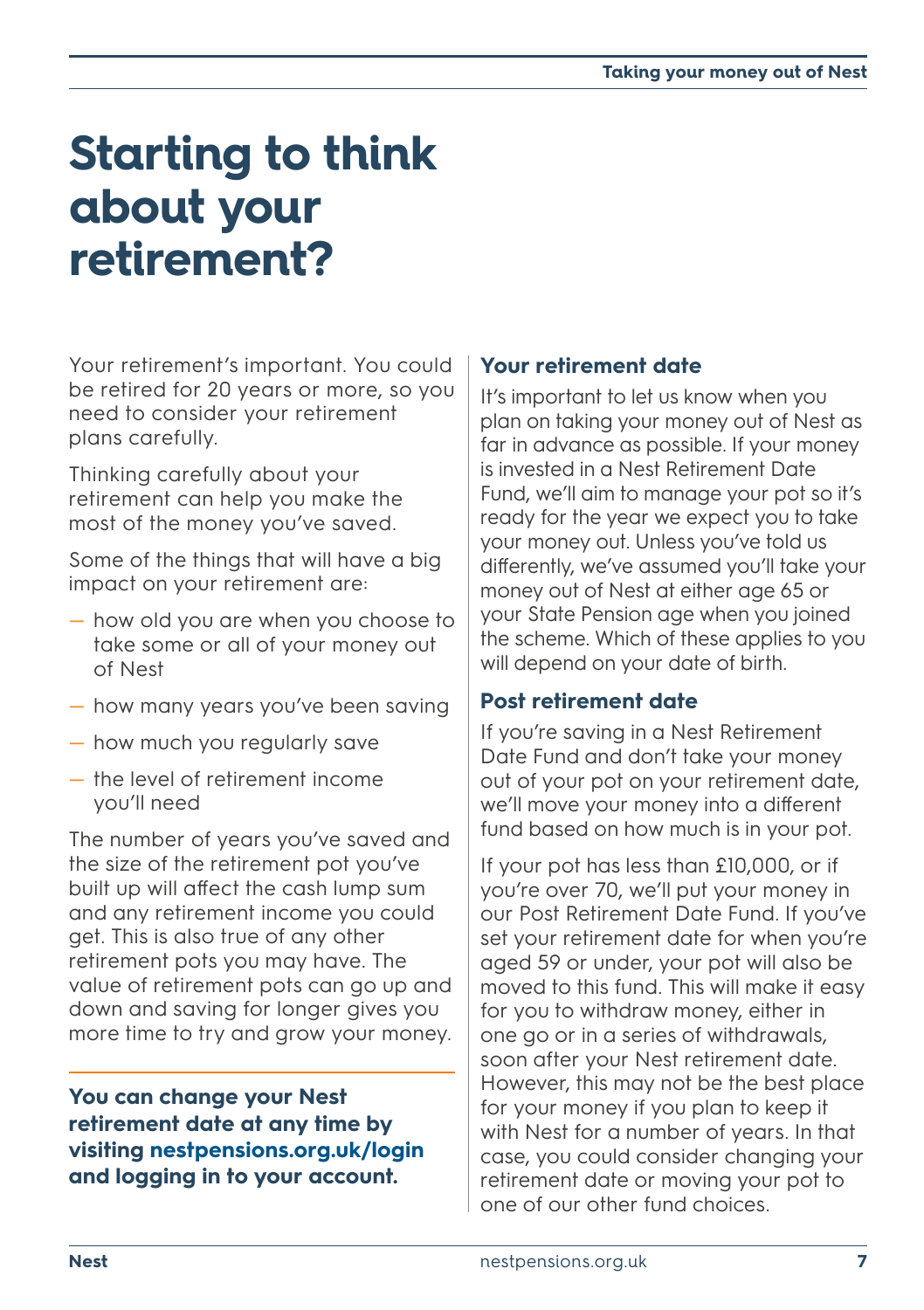# Starting to think about your retirement?

Your retirement's important. You could be retired for 20 years or more, so you need to consider your retirement plans carefully.

Thinking carefully about your retirement can help you make the most of the money you've saved.

Some of the things that will have a big impact on your retirement are:

- how old you are when you choose to take some or all of your money out of Nest
- how many years you've been saving
- how much you regularly save
- the level of retirement income you'll need

The number of years you've saved and the size of the retirement pot you've built up will affect the cash lump sum and any retirement income you could get. This is also true of any other retirement pots you may have. The value of retirement pots can go up and down and saving for longer gives you more time to try and grow your money.

**You can change your Nest retirement date at any time by visiting nestpensions.org.uk/login and logging in to your account.**

### Your retirement date

It's important to let us know when you plan on taking your money out of Nest as far in advance as possible. If your money is invested in a Nest Retirement Date Fund, we'll aim to manage your pot so it's ready for the year we expect you to take your money out. Unless you've told us differently, we've assumed you'll take your money out of Nest at either age 65 or your State Pension age when you joined the scheme. Which of these applies to you will depend on your date of birth.

### Post retirement date

If you're saving in a Nest Retirement Date Fund and don't take your money out of your pot on your retirement date, we'll move your money into a different fund based on how much is in your pot.

If your pot has less than £10,000, or if you're over 70, we'll put your money in our Post Retirement Date Fund. If you've set your retirement date for when you're aged 59 or under, your pot will also be moved to this fund. This will make it easy for you to withdraw money, either in one go or in a series of withdrawals, soon after your Nest retirement date. However, this may not be the best place for your money if you plan to keep it with Nest for a number of years. In that case, you could consider changing your retirement date or moving your pot to one of our other fund choices.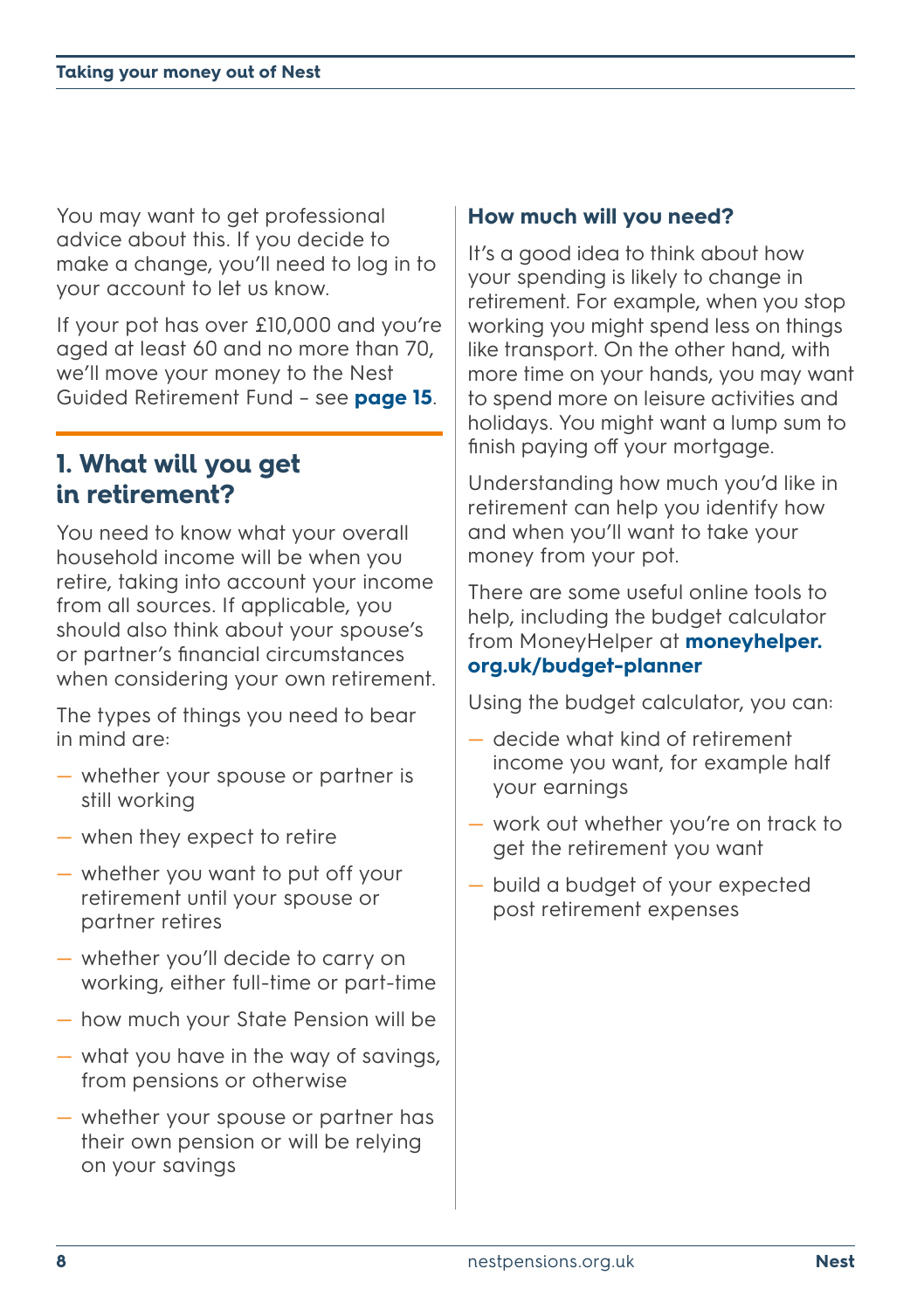You may want to get professional advice about this. If you decide to make a change, you'll need to log in to your account to let us know.

If your pot has over £10,000 and you're aged at least 60 and no more than 70, we'll move your money to the Nest Guided Retirement Fund – see **page 15**.

## 1. What will you get in retirement?

You need to know what your overall household income will be when you retire, taking into account your income from all sources. If applicable, you should also think about your spouse's or partner's financial circumstances when considering your own retirement.

The types of things you need to bear in mind are:

- whether your spouse or partner is still working
- when they expect to retire
- whether you want to put off your retirement until your spouse or partner retires
- whether you'll decide to carry on working, either full-time or part-time
- how much your State Pension will be
- what you have in the way of savings, from pensions or otherwise
- whether your spouse or partner has their own pension or will be relying on your savings

### How much will you need?

It's a good idea to think about how your spending is likely to change in retirement. For example, when you stop working you might spend less on things like transport. On the other hand, with more time on your hands, you may want to spend more on leisure activities and holidays. You might want a lump sum to finish paying off your mortgage.

Understanding how much you'd like in retirement can help you identify how and when you'll want to take your money from your pot.

There are some useful online tools to help, including the budget calculator from MoneyHelper at **moneyhelper.org.uk/budget-planner**

Using the budget calculator, you can:

- decide what kind of retirement income you want, for example half your earnings
- work out whether you're on track to get the retirement you want
- build a budget of your expected post retirement expenses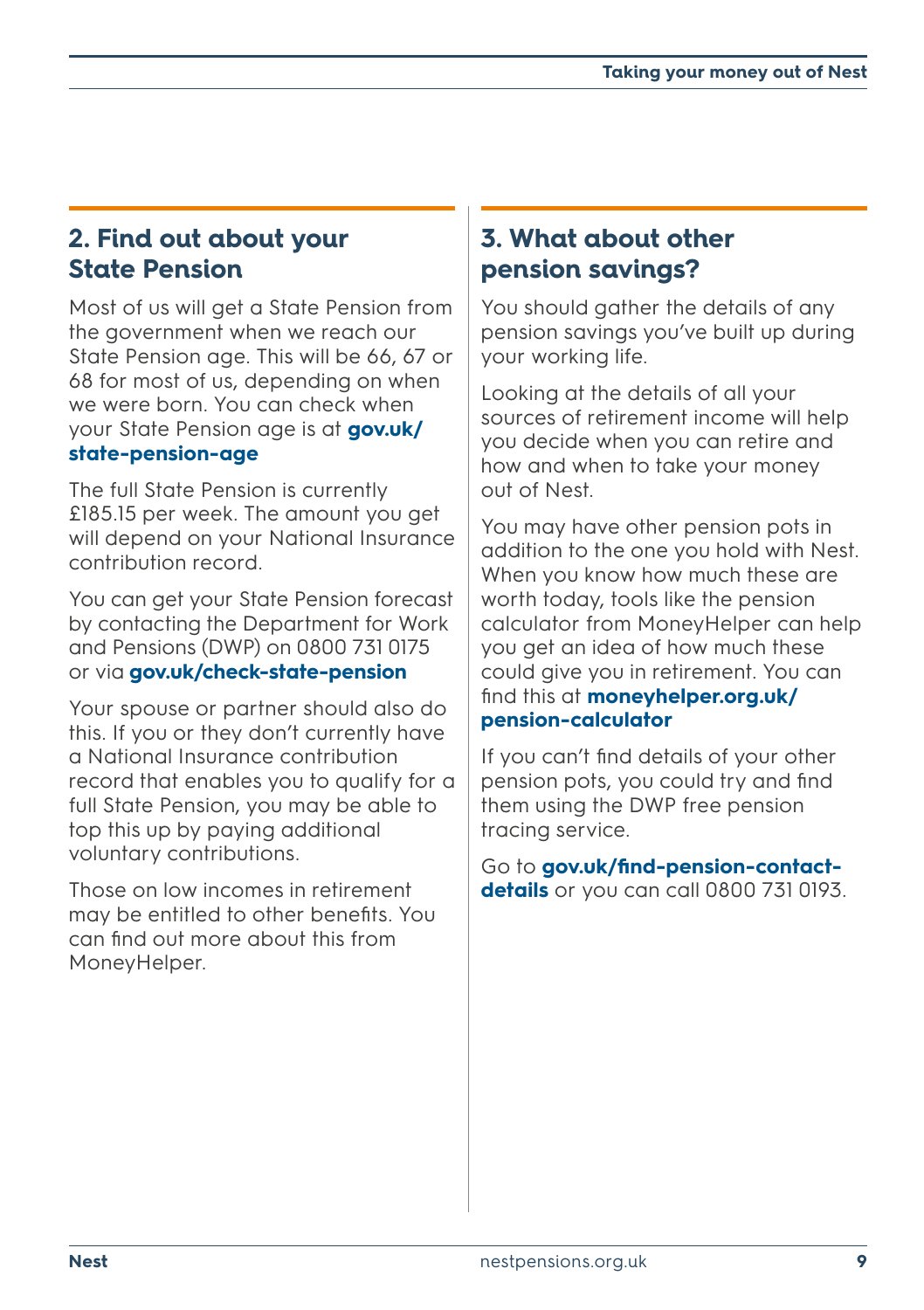## 2. Find out about your State Pension

Most of us will get a State Pension from the government when we reach our State Pension age. This will be 66, 67 or 68 for most of us, depending on when we were born. You can check when your State Pension age is at **gov.uk/state-pension-age**

The full State Pension is currently £185.15 per week. The amount you get will depend on your National Insurance contribution record.

You can get your State Pension forecast by contacting the Department for Work and Pensions (DWP) on 0800 731 0175 or via **gov.uk/check-state-pension**

Your spouse or partner should also do this. If you or they don't currently have a National Insurance contribution record that enables you to qualify for a full State Pension, you may be able to top this up by paying additional voluntary contributions.

Those on low incomes in retirement may be entitled to other benefits. You can find out more about this from MoneyHelper.

## 3. What about other pension savings?

You should gather the details of any pension savings you've built up during your working life.

Looking at the details of all your sources of retirement income will help you decide when you can retire and how and when to take your money out of Nest.

You may have other pension pots in addition to the one you hold with Nest. When you know how much these are worth today, tools like the pension calculator from MoneyHelper can help you get an idea of how much these could give you in retirement. You can find this at **moneyhelper.org.uk/pension-calculator**

If you can't find details of your other pension pots, you could try and find them using the DWP free pension tracing service.

Go to **gov.uk/find-pension-contact-details** or you can call 0800 731 0193.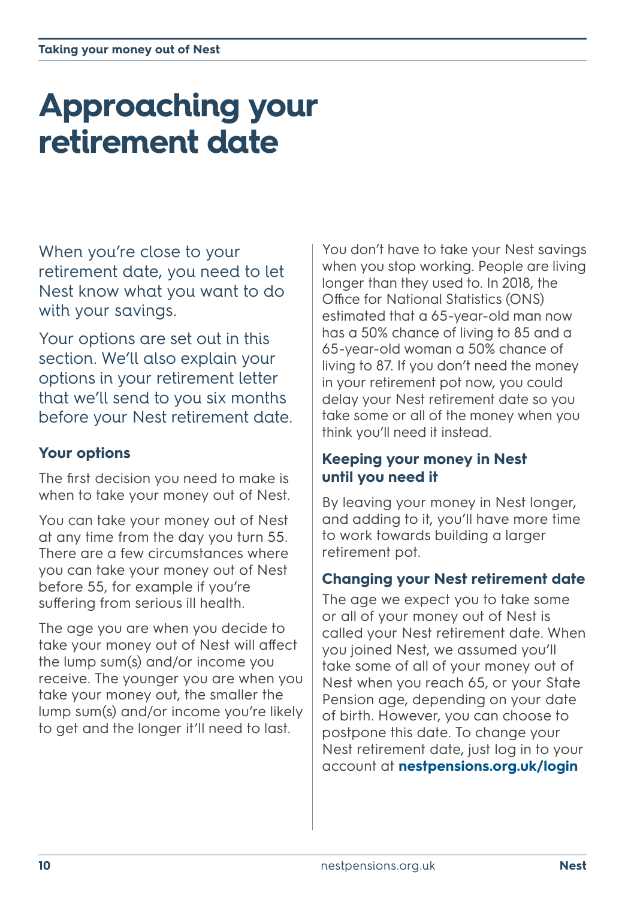# Approaching your retirement date

When you're close to your retirement date, you need to let Nest know what you want to do with your savings.

Your options are set out in this section. We'll also explain your options in your retirement letter that we'll send to you six months before your Nest retirement date.

### Your options

The first decision you need to make is when to take your money out of Nest.

You can take your money out of Nest at any time from the day you turn 55. There are a few circumstances where you can take your money out of Nest before 55, for example if you're suffering from serious ill health.

The age you are when you decide to take your money out of Nest will affect the lump sum(s) and/or income you receive. The younger you are when you take your money out, the smaller the lump sum(s) and/or income you're likely to get and the longer it'll need to last.

You don't have to take your Nest savings when you stop working. People are living longer than they used to. In 2018, the Office for National Statistics (ONS) estimated that a 65-year-old man now has a 50% chance of living to 85 and a 65-year-old woman a 50% chance of living to 87. If you don't need the money in your retirement pot now, you could delay your Nest retirement date so you take some or all of the money when you think you'll need it instead.

### Keeping your money in Nest until you need it

By leaving your money in Nest longer, and adding to it, you'll have more time to work towards building a larger retirement pot.

### Changing your Nest retirement date

The age we expect you to take some or all of your money out of Nest is called your Nest retirement date. When you joined Nest, we assumed you'll take some of all of your money out of Nest when you reach 65, or your State Pension age, depending on your date of birth. However, you can choose to postpone this date. To change your Nest retirement date, just log in to your account at **nestpensions.org.uk/login**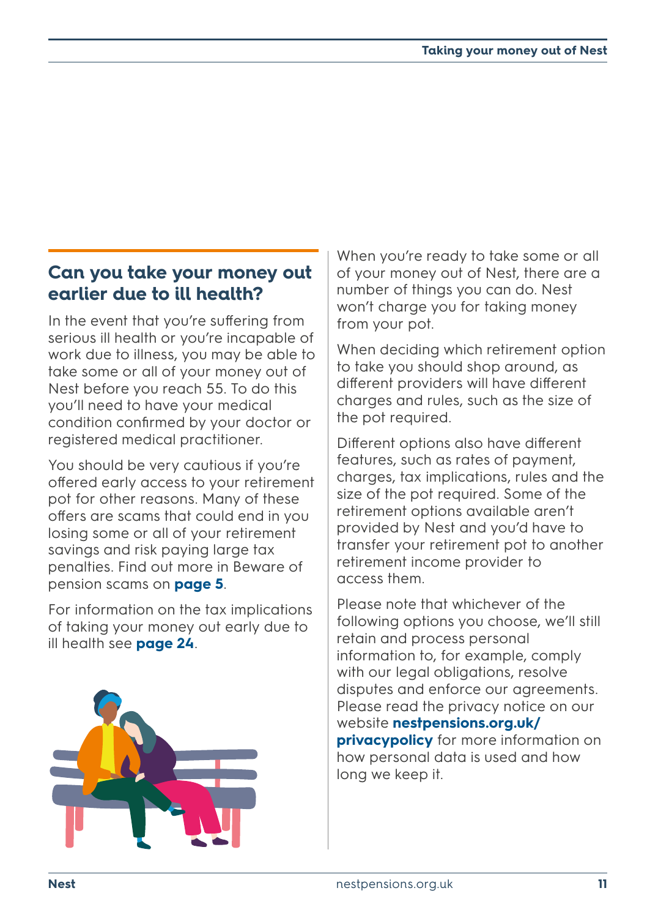## Can you take your money out earlier due to ill health?

In the event that you're suffering from serious ill health or you're incapable of work due to illness, you may be able to take some or all of your money out of Nest before you reach 55. To do this you'll need to have your medical condition confirmed by your doctor or registered medical practitioner.

You should be very cautious if you're offered early access to your retirement pot for other reasons. Many of these offers are scams that could end in you losing some or all of your retirement savings and risk paying large tax penalties. Find out more in Beware of pension scams on **page 5**.

For information on the tax implications of taking your money out early due to ill health see **page 24**.

When you're ready to take some or all of your money out of Nest, there are a number of things you can do. Nest won't charge you for taking money from your pot.

When deciding which retirement option to take you should shop around, as different providers will have different charges and rules, such as the size of the pot required.

Different options also have different features, such as rates of payment, charges, tax implications, rules and the size of the pot required. Some of the retirement options available aren't provided by Nest and you'd have to transfer your retirement pot to another retirement income provider to access them.

Please note that whichever of the following options you choose, we'll still retain and process personal information to, for example, comply with our legal obligations, resolve disputes and enforce our agreements. Please read the privacy notice on our website **nestpensions.org.uk/privacypolicy** for more information on how personal data is used and how long we keep it.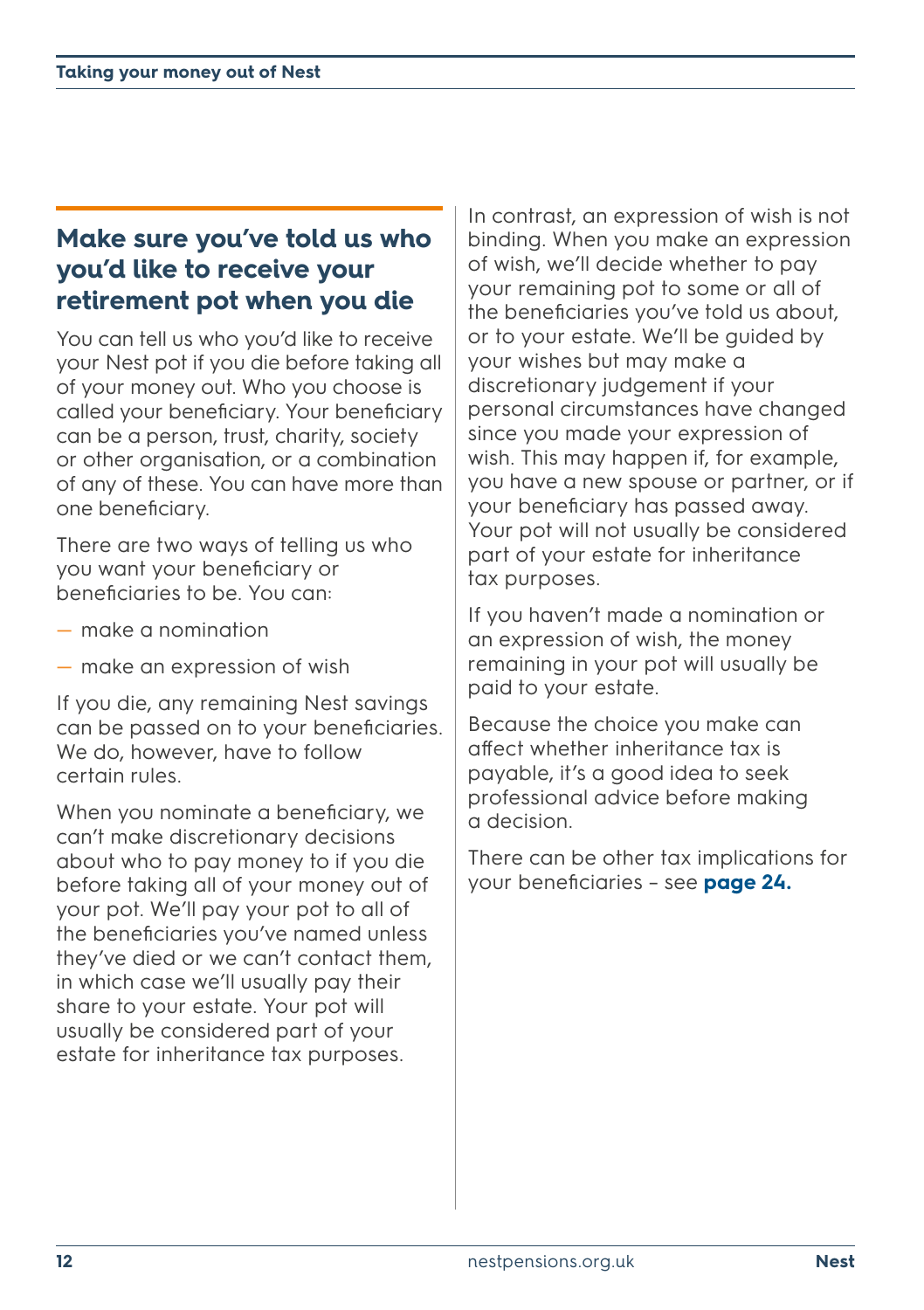## Make sure you've told us who you'd like to receive your retirement pot when you die

You can tell us who you'd like to receive your Nest pot if you die before taking all of your money out. Who you choose is called your beneficiary. Your beneficiary can be a person, trust, charity, society or other organisation, or a combination of any of these. You can have more than one beneficiary.

There are two ways of telling us who you want your beneficiary or beneficiaries to be. You can:

- make a nomination
- make an expression of wish

If you die, any remaining Nest savings can be passed on to your beneficiaries. We do, however, have to follow certain rules.

When you nominate a beneficiary, we can't make discretionary decisions about who to pay money to if you die before taking all of your money out of your pot. We'll pay your pot to all of the beneficiaries you've named unless they've died or we can't contact them, in which case we'll usually pay their share to your estate. Your pot will usually be considered part of your estate for inheritance tax purposes.

In contrast, an expression of wish is not binding. When you make an expression of wish, we'll decide whether to pay your remaining pot to some or all of the beneficiaries you've told us about, or to your estate. We'll be guided by your wishes but may make a discretionary judgement if your personal circumstances have changed since you made your expression of wish. This may happen if, for example, you have a new spouse or partner, or if your beneficiary has passed away. Your pot will not usually be considered part of your estate for inheritance tax purposes.

If you haven't made a nomination or an expression of wish, the money remaining in your pot will usually be paid to your estate.

Because the choice you make can affect whether inheritance tax is payable, it's a good idea to seek professional advice before making a decision.

There can be other tax implications for your beneficiaries – see **page 24.**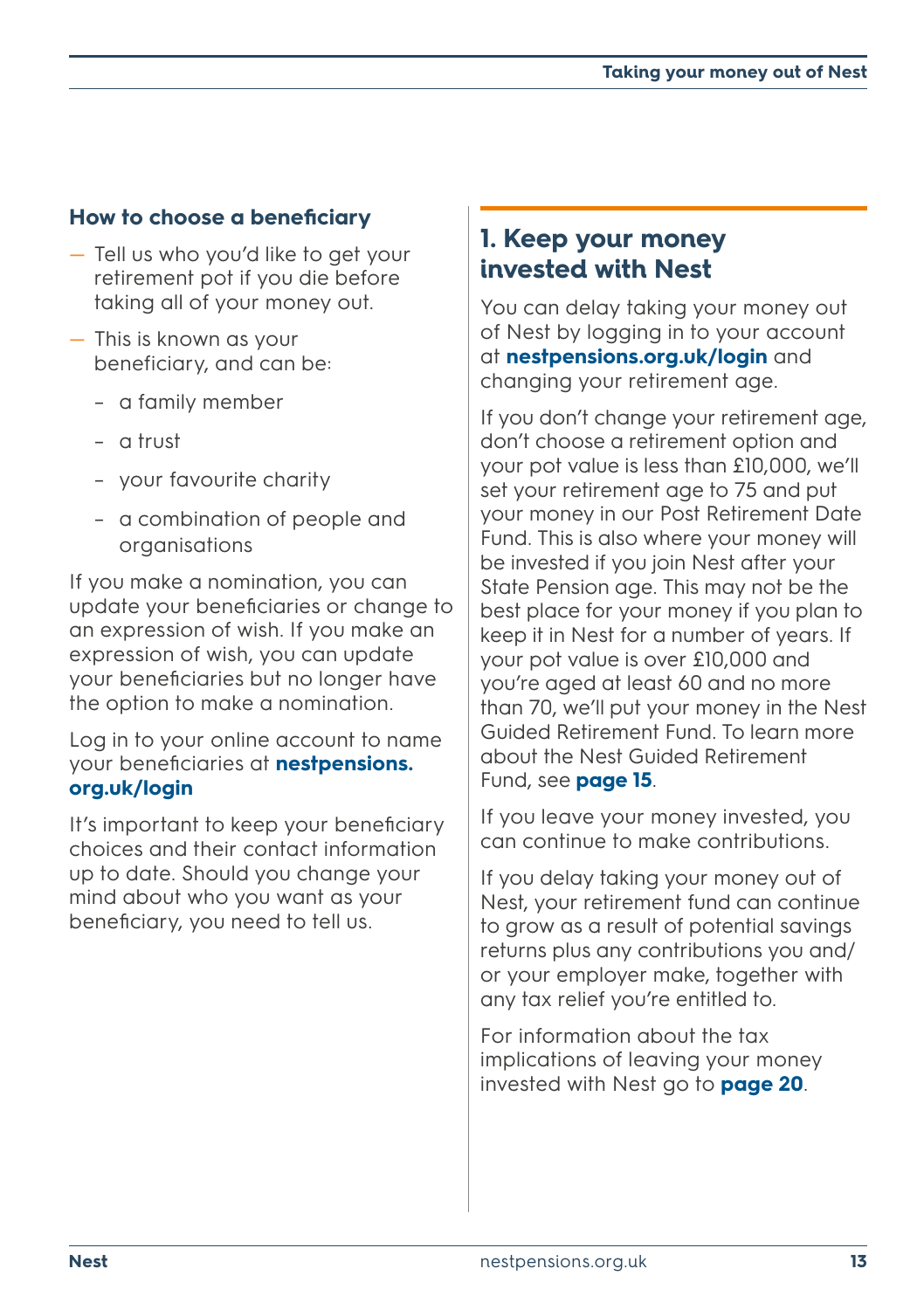### How to choose a beneficiary

- Tell us who you'd like to get your retirement pot if you die before taking all of your money out.
- This is known as your beneficiary, and can be:
  - a family member
  - a trust
  - your favourite charity
  - a combination of people and organisations

If you make a nomination, you can update your beneficiaries or change to an expression of wish. If you make an expression of wish, you can update your beneficiaries but no longer have the option to make a nomination.

Log in to your online account to name your beneficiaries at **nestpensions.org.uk/login**

It's important to keep your beneficiary choices and their contact information up to date. Should you change your mind about who you want as your beneficiary, you need to tell us.

## 1. Keep your money invested with Nest

You can delay taking your money out of Nest by logging in to your account at **nestpensions.org.uk/login** and changing your retirement age.

If you don't change your retirement age, don't choose a retirement option and your pot value is less than £10,000, we'll set your retirement age to 75 and put your money in our Post Retirement Date Fund. This is also where your money will be invested if you join Nest after your State Pension age. This may not be the best place for your money if you plan to keep it in Nest for a number of years. If your pot value is over £10,000 and you're aged at least 60 and no more than 70, we'll put your money in the Nest Guided Retirement Fund. To learn more about the Nest Guided Retirement Fund, see **page 15**.

If you leave your money invested, you can continue to make contributions.

If you delay taking your money out of Nest, your retirement fund can continue to grow as a result of potential savings returns plus any contributions you and/or your employer make, together with any tax relief you're entitled to.

For information about the tax implications of leaving your money invested with Nest go to **page 20**.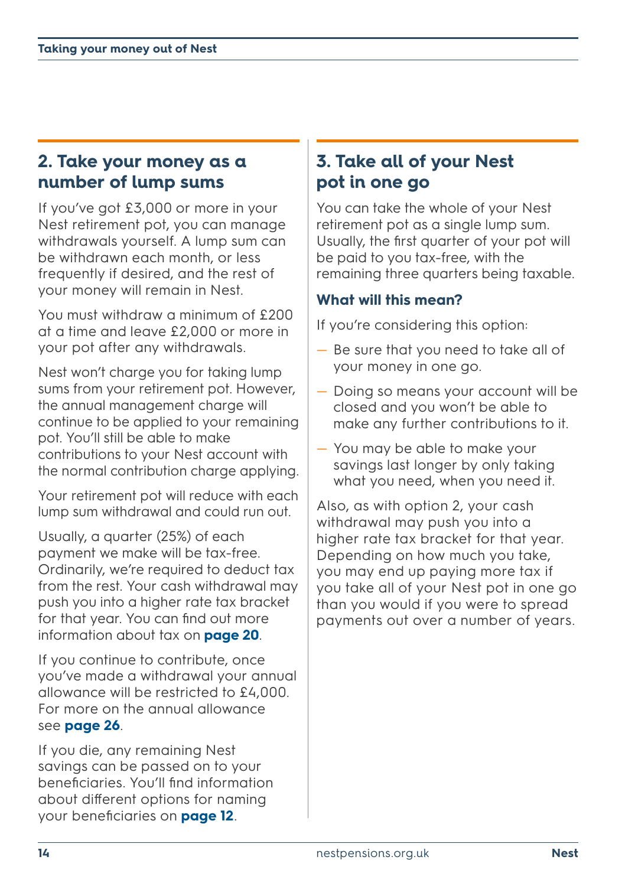## 2. Take your money as a number of lump sums

If you've got £3,000 or more in your Nest retirement pot, you can manage withdrawals yourself. A lump sum can be withdrawn each month, or less frequently if desired, and the rest of your money will remain in Nest.

You must withdraw a minimum of £200 at a time and leave £2,000 or more in your pot after any withdrawals.

Nest won't charge you for taking lump sums from your retirement pot. However, the annual management charge will continue to be applied to your remaining pot. You'll still be able to make contributions to your Nest account with the normal contribution charge applying.

Your retirement pot will reduce with each lump sum withdrawal and could run out.

Usually, a quarter (25%) of each payment we make will be tax-free. Ordinarily, we're required to deduct tax from the rest. Your cash withdrawal may push you into a higher rate tax bracket for that year. You can find out more information about tax on **page 20**.

If you continue to contribute, once you've made a withdrawal your annual allowance will be restricted to £4,000. For more on the annual allowance see **page 26**.

If you die, any remaining Nest savings can be passed on to your beneficiaries. You'll find information about different options for naming your beneficiaries on **page 12**.

## 3. Take all of your Nest pot in one go

You can take the whole of your Nest retirement pot as a single lump sum. Usually, the first quarter of your pot will be paid to you tax-free, with the remaining three quarters being taxable.

### What will this mean?

If you're considering this option:

- Be sure that you need to take all of your money in one go.
- Doing so means your account will be closed and you won't be able to make any further contributions to it.
- You may be able to make your savings last longer by only taking what you need, when you need it.

Also, as with option 2, your cash withdrawal may push you into a higher rate tax bracket for that year. Depending on how much you take, you may end up paying more tax if you take all of your Nest pot in one go than you would if you were to spread payments out over a number of years.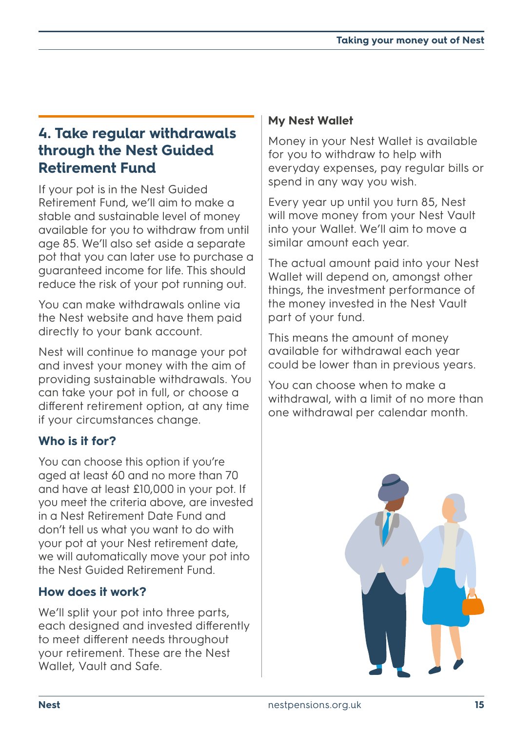## 4. Take regular withdrawals through the Nest Guided Retirement Fund

If your pot is in the Nest Guided Retirement Fund, we'll aim to make a stable and sustainable level of money available for you to withdraw from until age 85. We'll also set aside a separate pot that you can later use to purchase a guaranteed income for life. This should reduce the risk of your pot running out.

You can make withdrawals online via the Nest website and have them paid directly to your bank account.

Nest will continue to manage your pot and invest your money with the aim of providing sustainable withdrawals. You can take your pot in full, or choose a different retirement option, at any time if your circumstances change.

### Who is it for?

You can choose this option if you're aged at least 60 and no more than 70 and have at least £10,000 in your pot. If you meet the criteria above, are invested in a Nest Retirement Date Fund and don't tell us what you want to do with your pot at your Nest retirement date, we will automatically move your pot into the Nest Guided Retirement Fund.

### How does it work?

We'll split your pot into three parts, each designed and invested differently to meet different needs throughout your retirement. These are the Nest Wallet, Vault and Safe.

### My Nest Wallet

Money in your Nest Wallet is available for you to withdraw to help with everyday expenses, pay regular bills or spend in any way you wish.

Every year up until you turn 85, Nest will move money from your Nest Vault into your Wallet. We'll aim to move a similar amount each year.

The actual amount paid into your Nest Wallet will depend on, amongst other things, the investment performance of the money invested in the Nest Vault part of your fund.

This means the amount of money available for withdrawal each year could be lower than in previous years.

You can choose when to make a withdrawal, with a limit of no more than one withdrawal per calendar month.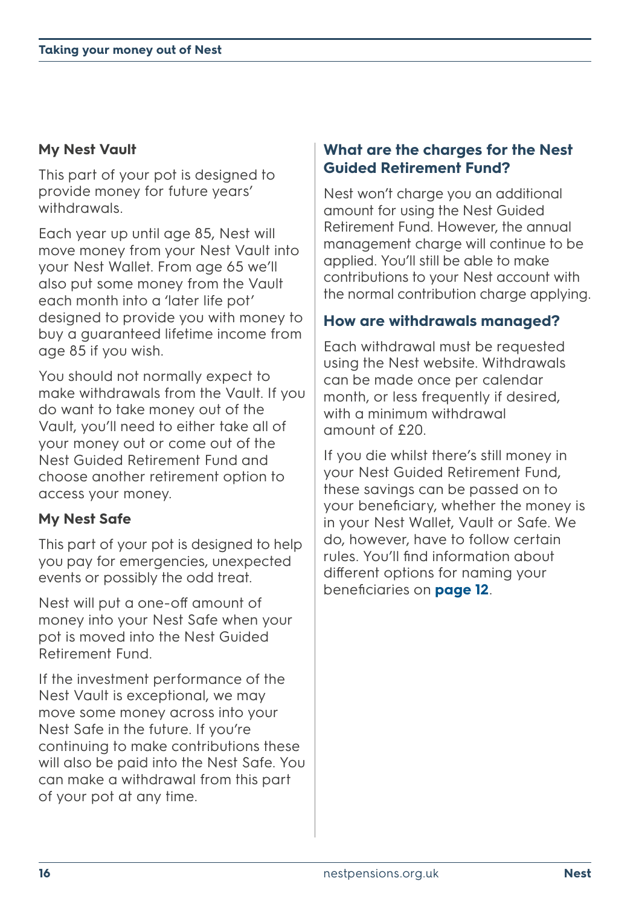### My Nest Vault

This part of your pot is designed to provide money for future years' withdrawals.

Each year up until age 85, Nest will move money from your Nest Vault into your Nest Wallet. From age 65 we'll also put some money from the Vault each month into a 'later life pot' designed to provide you with money to buy a guaranteed lifetime income from age 85 if you wish.

You should not normally expect to make withdrawals from the Vault. If you do want to take money out of the Vault, you'll need to either take all of your money out or come out of the Nest Guided Retirement Fund and choose another retirement option to access your money.

### My Nest Safe

This part of your pot is designed to help you pay for emergencies, unexpected events or possibly the odd treat.

Nest will put a one-off amount of money into your Nest Safe when your pot is moved into the Nest Guided Retirement Fund.

If the investment performance of the Nest Vault is exceptional, we may move some money across into your Nest Safe in the future. If you're continuing to make contributions these will also be paid into the Nest Safe. You can make a withdrawal from this part of your pot at any time.

## What are the charges for the Nest Guided Retirement Fund?

Nest won't charge you an additional amount for using the Nest Guided Retirement Fund. However, the annual management charge will continue to be applied. You'll still be able to make contributions to your Nest account with the normal contribution charge applying.

## How are withdrawals managed?

Each withdrawal must be requested using the Nest website. Withdrawals can be made once per calendar month, or less frequently if desired, with a minimum withdrawal amount of £20.

If you die whilst there's still money in your Nest Guided Retirement Fund, these savings can be passed on to your beneficiary, whether the money is in your Nest Wallet, Vault or Safe. We do, however, have to follow certain rules. You'll find information about different options for naming your beneficiaries on **page 12**.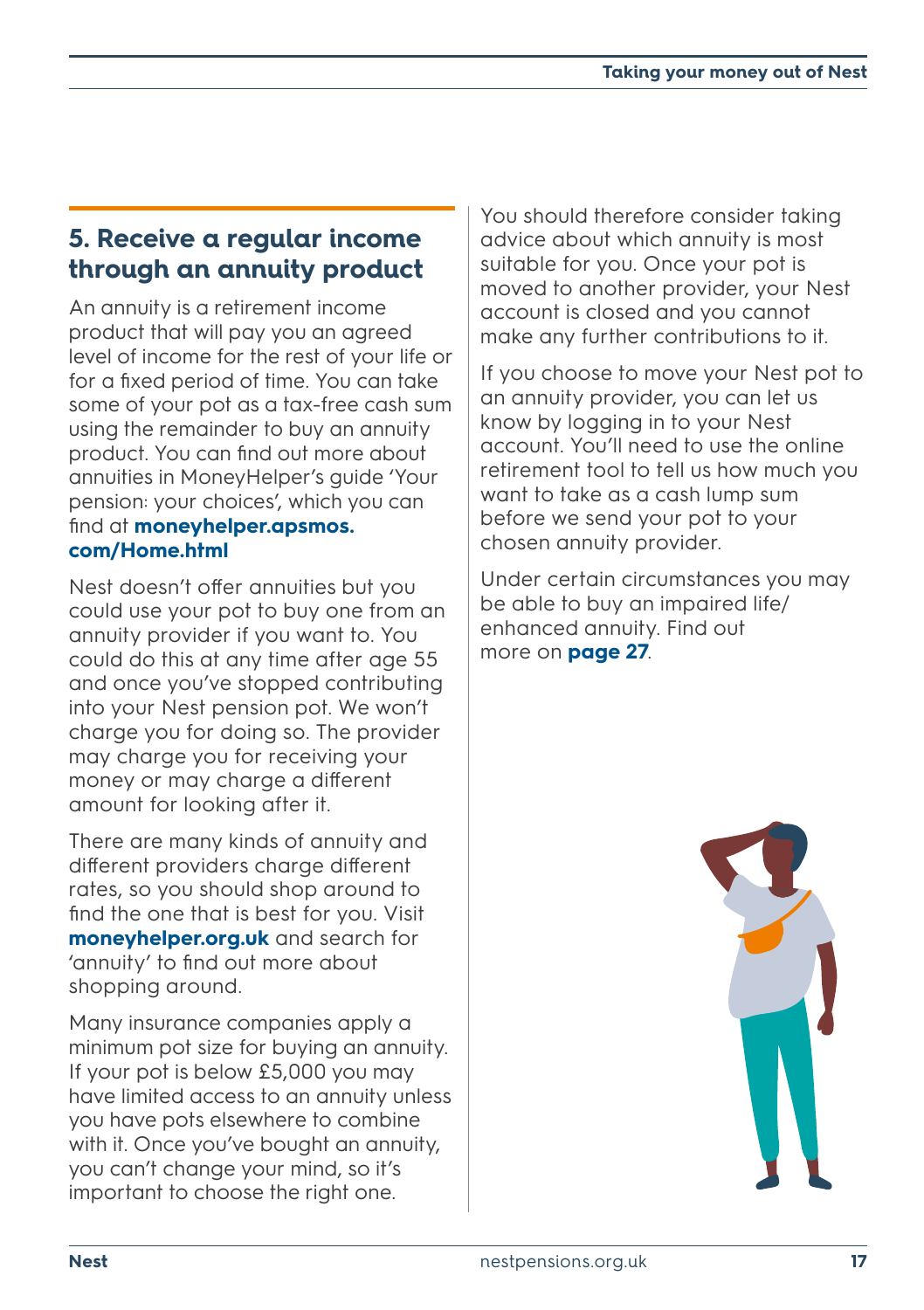## 5. Receive a regular income through an annuity product

An annuity is a retirement income product that will pay you an agreed level of income for the rest of your life or for a fixed period of time. You can take some of your pot as a tax-free cash sum using the remainder to buy an annuity product. You can find out more about annuities in MoneyHelper's guide 'Your pension: your choices', which you can find at **moneyhelper.apsmos.com/Home.html**

Nest doesn't offer annuities but you could use your pot to buy one from an annuity provider if you want to. You could do this at any time after age 55 and once you've stopped contributing into your Nest pension pot. We won't charge you for doing so. The provider may charge you for receiving your money or may charge a different amount for looking after it.

There are many kinds of annuity and different providers charge different rates, so you should shop around to find the one that is best for you. Visit **moneyhelper.org.uk** and search for 'annuity' to find out more about shopping around.

Many insurance companies apply a minimum pot size for buying an annuity. If your pot is below £5,000 you may have limited access to an annuity unless you have pots elsewhere to combine with it. Once you've bought an annuity, you can't change your mind, so it's important to choose the right one.

You should therefore consider taking advice about which annuity is most suitable for you. Once your pot is moved to another provider, your Nest account is closed and you cannot make any further contributions to it.

If you choose to move your Nest pot to an annuity provider, you can let us know by logging in to your Nest account. You'll need to use the online retirement tool to tell us how much you want to take as a cash lump sum before we send your pot to your chosen annuity provider.

Under certain circumstances you may be able to buy an impaired life/enhanced annuity. Find out more on **page 27**.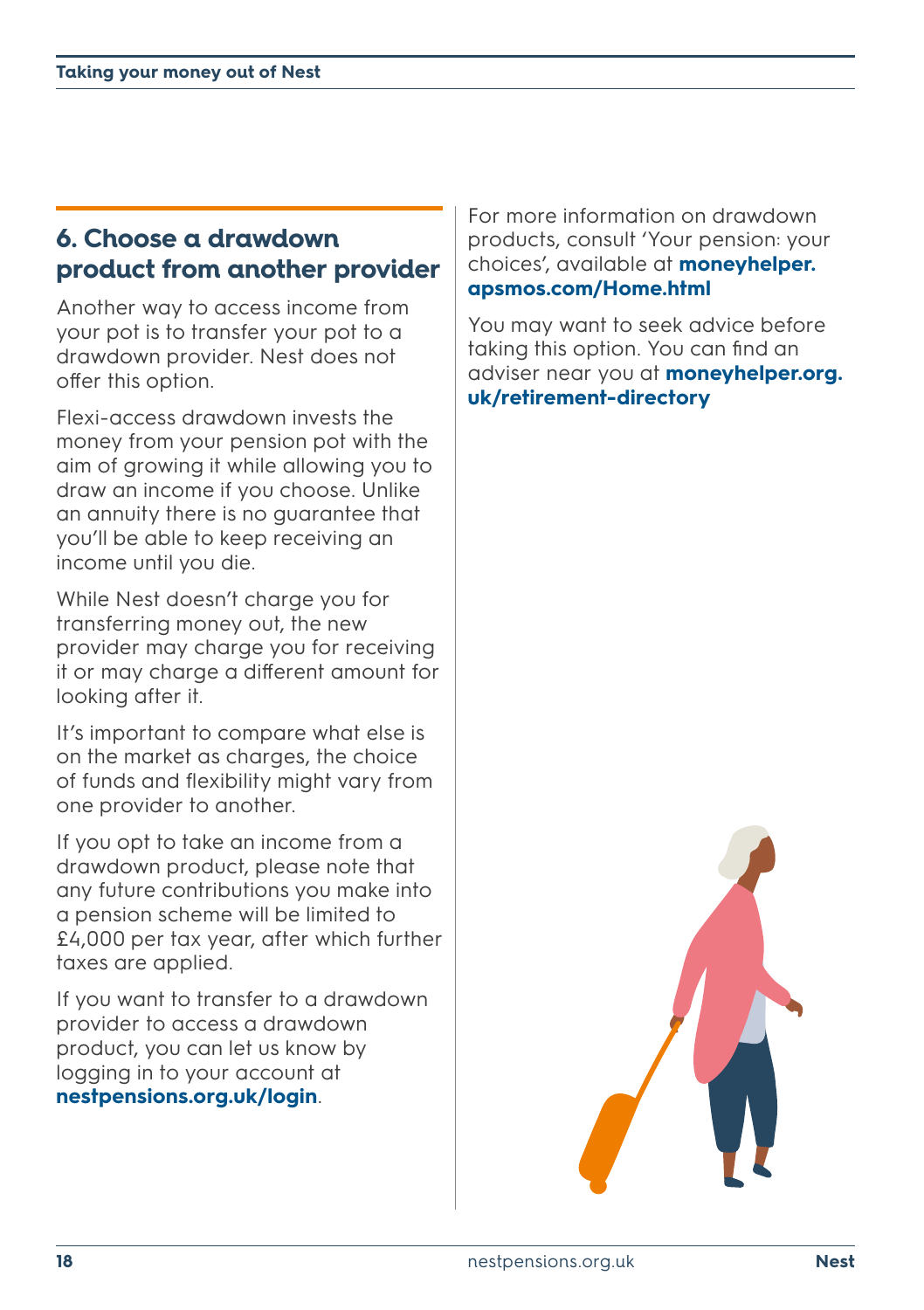## 6. Choose a drawdown product from another provider

Another way to access income from your pot is to transfer your pot to a drawdown provider. Nest does not offer this option.

Flexi-access drawdown invests the money from your pension pot with the aim of growing it while allowing you to draw an income if you choose. Unlike an annuity there is no guarantee that you'll be able to keep receiving an income until you die.

While Nest doesn't charge you for transferring money out, the new provider may charge you for receiving it or may charge a different amount for looking after it.

It's important to compare what else is on the market as charges, the choice of funds and flexibility might vary from one provider to another.

If you opt to take an income from a drawdown product, please note that any future contributions you make into a pension scheme will be limited to £4,000 per tax year, after which further taxes are applied.

If you want to transfer to a drawdown provider to access a drawdown product, you can let us know by logging in to your account at **nestpensions.org.uk/login**.

For more information on drawdown products, consult 'Your pension: your choices', available at **moneyhelper.apsmos.com/Home.html**

You may want to seek advice before taking this option. You can find an adviser near you at **moneyhelper.org.uk/retirement-directory**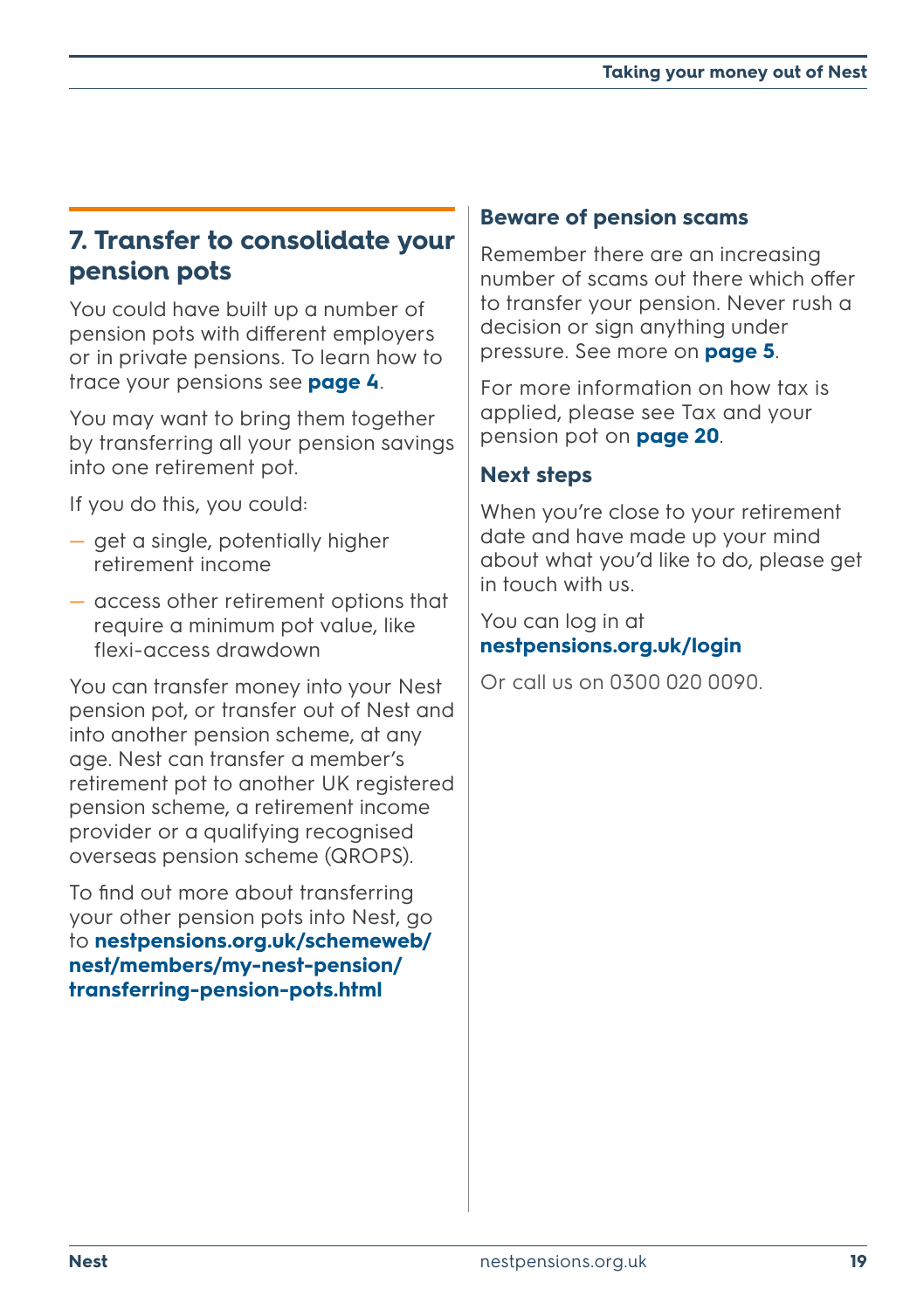## 7. Transfer to consolidate your pension pots

You could have built up a number of pension pots with different employers or in private pensions. To learn how to trace your pensions see **page 4**.

You may want to bring them together by transferring all your pension savings into one retirement pot.

If you do this, you could:

- get a single, potentially higher retirement income
- access other retirement options that require a minimum pot value, like flexi-access drawdown

You can transfer money into your Nest pension pot, or transfer out of Nest and into another pension scheme, at any age. Nest can transfer a member's retirement pot to another UK registered pension scheme, a retirement income provider or a qualifying recognised overseas pension scheme (QROPS).

To find out more about transferring your other pension pots into Nest, go to **nestpensions.org.uk/schemeweb/nest/members/my-nest-pension/transferring-pension-pots.html**

### Beware of pension scams

Remember there are an increasing number of scams out there which offer to transfer your pension. Never rush a decision or sign anything under pressure. See more on **page 5**.

For more information on how tax is applied, please see Tax and your pension pot on **page 20**.

### Next steps

When you're close to your retirement date and have made up your mind about what you'd like to do, please get in touch with us.

You can log in at **nestpensions.org.uk/login**

Or call us on 0300 020 0090.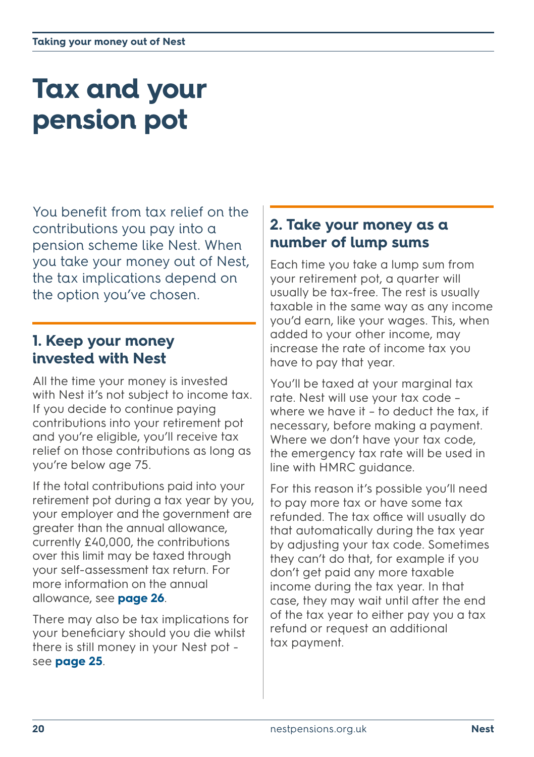# Tax and your pension pot

You benefit from tax relief on the contributions you pay into a pension scheme like Nest. When you take your money out of Nest, the tax implications depend on the option you've chosen.

## 1. Keep your money invested with Nest

All the time your money is invested with Nest it's not subject to income tax. If you decide to continue paying contributions into your retirement pot and you're eligible, you'll receive tax relief on those contributions as long as you're below age 75.

If the total contributions paid into your retirement pot during a tax year by you, your employer and the government are greater than the annual allowance, currently £40,000, the contributions over this limit may be taxed through your self-assessment tax return. For more information on the annual allowance, see **page 26**.

There may also be tax implications for your beneficiary should you die whilst there is still money in your Nest pot - see **page 25**.

## 2. Take your money as a number of lump sums

Each time you take a lump sum from your retirement pot, a quarter will usually be tax-free. The rest is usually taxable in the same way as any income you'd earn, like your wages. This, when added to your other income, may increase the rate of income tax you have to pay that year.

You'll be taxed at your marginal tax rate. Nest will use your tax code – where we have it – to deduct the tax, if necessary, before making a payment. Where we don't have your tax code, the emergency tax rate will be used in line with HMRC guidance.

For this reason it's possible you'll need to pay more tax or have some tax refunded. The tax office will usually do that automatically during the tax year by adjusting your tax code. Sometimes they can't do that, for example if you don't get paid any more taxable income during the tax year. In that case, they may wait until after the end of the tax year to either pay you a tax refund or request an additional tax payment.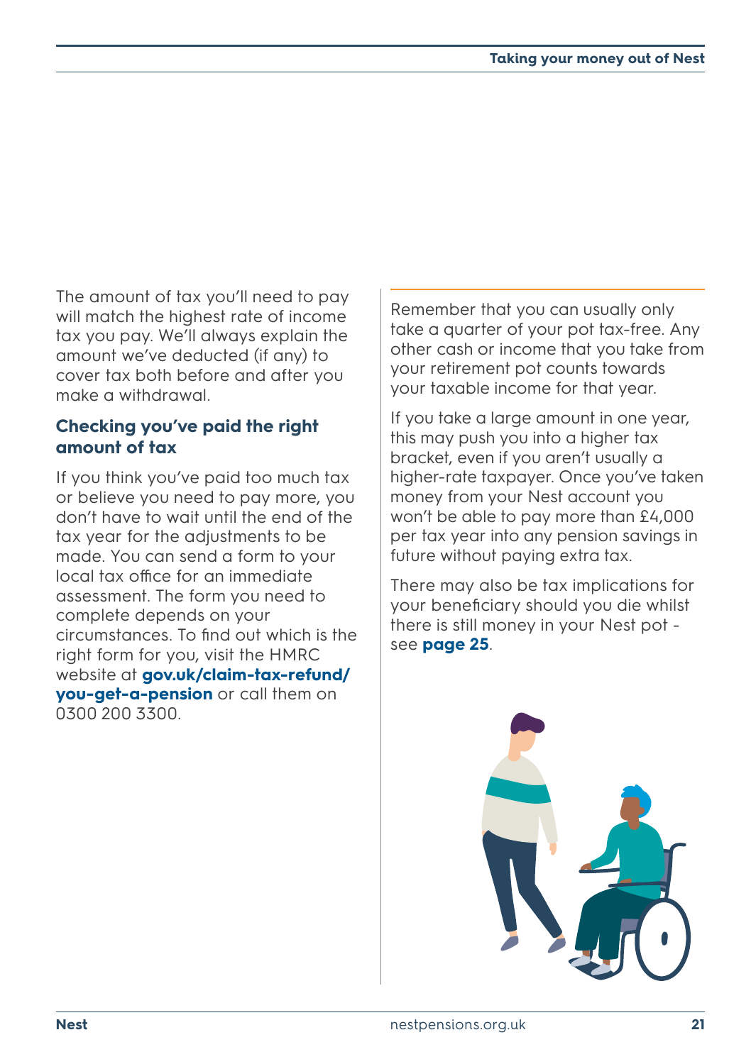The amount of tax you'll need to pay will match the highest rate of income tax you pay. We'll always explain the amount we've deducted (if any) to cover tax both before and after you make a withdrawal.

### Checking you've paid the right amount of tax

If you think you've paid too much tax or believe you need to pay more, you don't have to wait until the end of the tax year for the adjustments to be made. You can send a form to your local tax office for an immediate assessment. The form you need to complete depends on your circumstances. To find out which is the right form for you, visit the HMRC website at **gov.uk/claim-tax-refund/you-get-a-pension** or call them on 0300 200 3300.

Remember that you can usually only take a quarter of your pot tax-free. Any other cash or income that you take from your retirement pot counts towards your taxable income for that year.

If you take a large amount in one year, this may push you into a higher tax bracket, even if you aren't usually a higher-rate taxpayer. Once you've taken money from your Nest account you won't be able to pay more than £4,000 per tax year into any pension savings in future without paying extra tax.

There may also be tax implications for your beneficiary should you die whilst there is still money in your Nest pot - see **page 25**.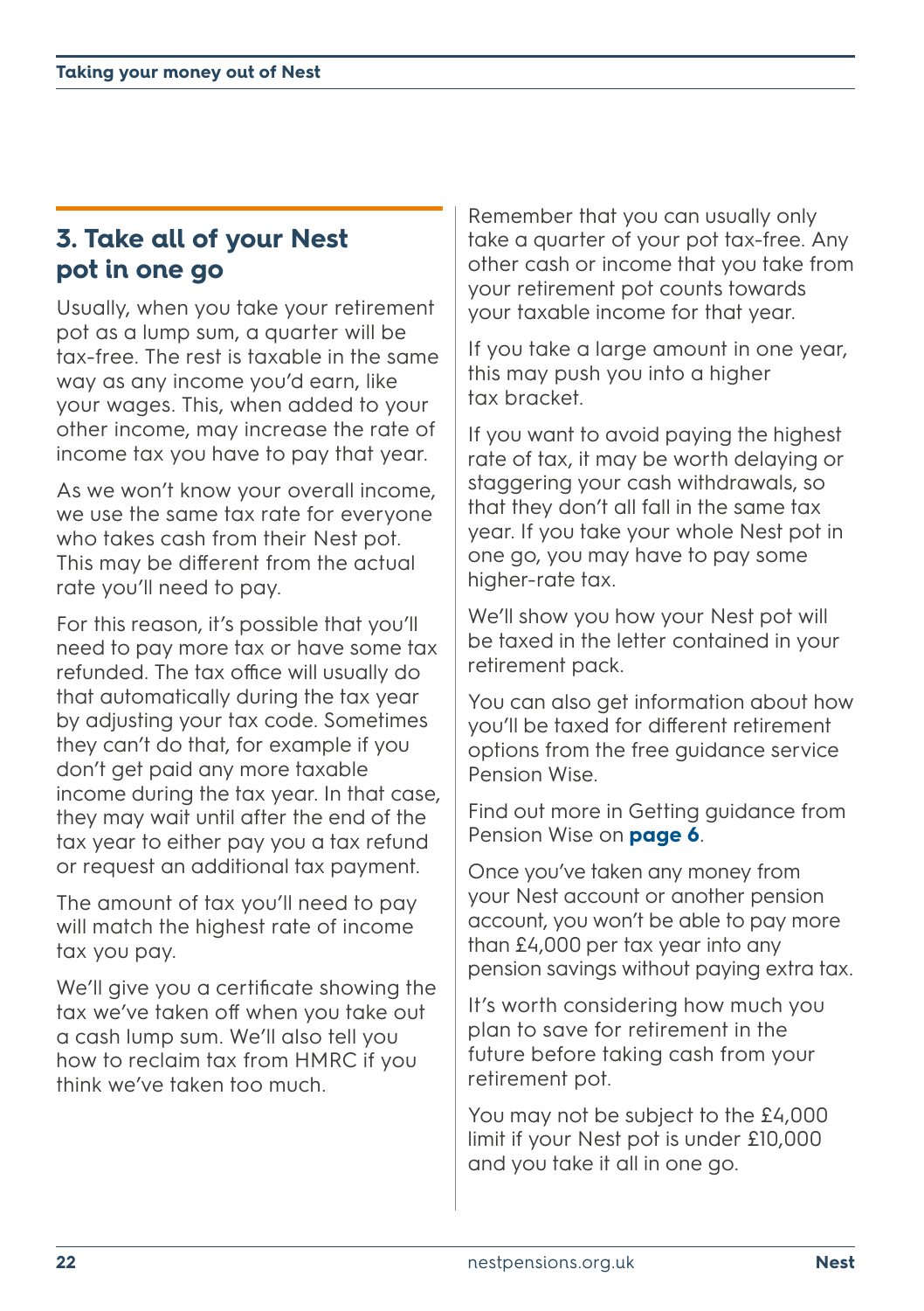## 3. Take all of your Nest pot in one go

Usually, when you take your retirement pot as a lump sum, a quarter will be tax-free. The rest is taxable in the same way as any income you'd earn, like your wages. This, when added to your other income, may increase the rate of income tax you have to pay that year.

As we won't know your overall income, we use the same tax rate for everyone who takes cash from their Nest pot. This may be different from the actual rate you'll need to pay.

For this reason, it's possible that you'll need to pay more tax or have some tax refunded. The tax office will usually do that automatically during the tax year by adjusting your tax code. Sometimes they can't do that, for example if you don't get paid any more taxable income during the tax year. In that case, they may wait until after the end of the tax year to either pay you a tax refund or request an additional tax payment.

The amount of tax you'll need to pay will match the highest rate of income tax you pay.

We'll give you a certificate showing the tax we've taken off when you take out a cash lump sum. We'll also tell you how to reclaim tax from HMRC if you think we've taken too much.

Remember that you can usually only take a quarter of your pot tax-free. Any other cash or income that you take from your retirement pot counts towards your taxable income for that year.

If you take a large amount in one year, this may push you into a higher tax bracket.

If you want to avoid paying the highest rate of tax, it may be worth delaying or staggering your cash withdrawals, so that they don't all fall in the same tax year. If you take your whole Nest pot in one go, you may have to pay some higher-rate tax.

We'll show you how your Nest pot will be taxed in the letter contained in your retirement pack.

You can also get information about how you'll be taxed for different retirement options from the free guidance service Pension Wise.

Find out more in Getting guidance from Pension Wise on **page 6**.

Once you've taken any money from your Nest account or another pension account, you won't be able to pay more than £4,000 per tax year into any pension savings without paying extra tax.

It's worth considering how much you plan to save for retirement in the future before taking cash from your retirement pot.

You may not be subject to the £4,000 limit if your Nest pot is under £10,000 and you take it all in one go.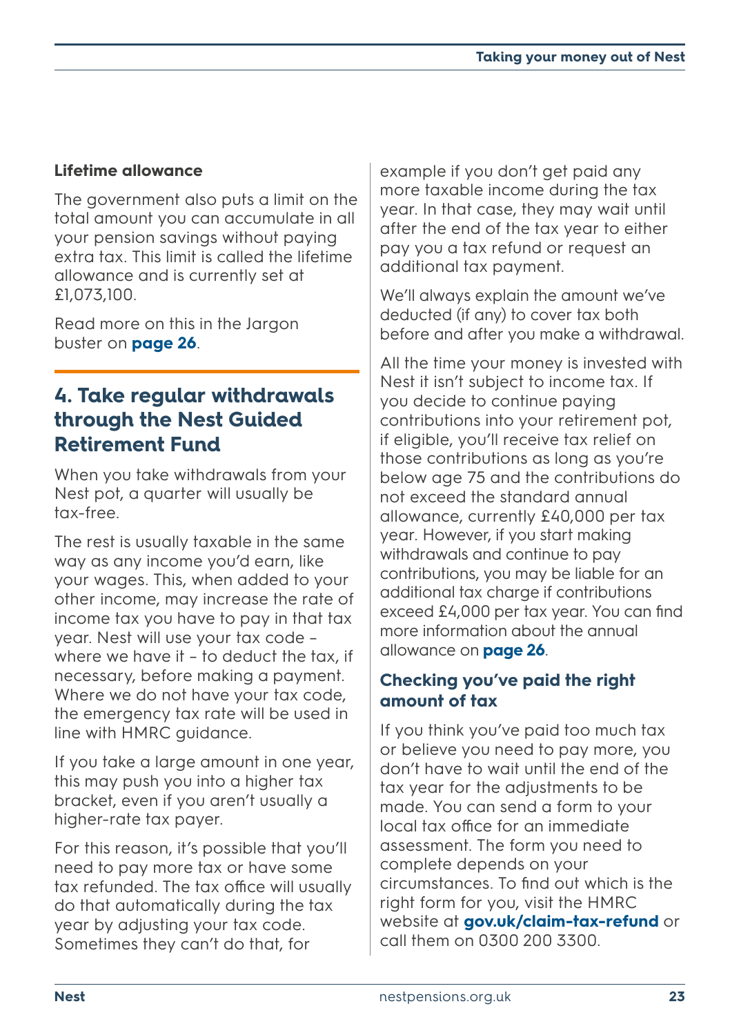### Lifetime allowance

The government also puts a limit on the total amount you can accumulate in all your pension savings without paying extra tax. This limit is called the lifetime allowance and is currently set at £1,073,100.

Read more on this in the Jargon buster on **page 26**.

## 4. Take regular withdrawals through the Nest Guided Retirement Fund

When you take withdrawals from your Nest pot, a quarter will usually be tax-free.

The rest is usually taxable in the same way as any income you'd earn, like your wages. This, when added to your other income, may increase the rate of income tax you have to pay in that tax year. Nest will use your tax code – where we have it – to deduct the tax, if necessary, before making a payment. Where we do not have your tax code, the emergency tax rate will be used in line with HMRC guidance.

If you take a large amount in one year, this may push you into a higher tax bracket, even if you aren't usually a higher-rate tax payer.

For this reason, it's possible that you'll need to pay more tax or have some tax refunded. The tax office will usually do that automatically during the tax year by adjusting your tax code. Sometimes they can't do that, for example if you don't get paid any more taxable income during the tax year. In that case, they may wait until after the end of the tax year to either pay you a tax refund or request an additional tax payment.

We'll always explain the amount we've deducted (if any) to cover tax both before and after you make a withdrawal.

All the time your money is invested with Nest it isn't subject to income tax. If you decide to continue paying contributions into your retirement pot, if eligible, you'll receive tax relief on those contributions as long as you're below age 75 and the contributions do not exceed the standard annual allowance, currently £40,000 per tax year. However, if you start making withdrawals and continue to pay contributions, you may be liable for an additional tax charge if contributions exceed £4,000 per tax year. You can find more information about the annual allowance on **page 26**.

### Checking you've paid the right amount of tax

If you think you've paid too much tax or believe you need to pay more, you don't have to wait until the end of the tax year for the adjustments to be made. You can send a form to your local tax office for an immediate assessment. The form you need to complete depends on your circumstances. To find out which is the right form for you, visit the HMRC website at **gov.uk/claim-tax-refund** or call them on 0300 200 3300.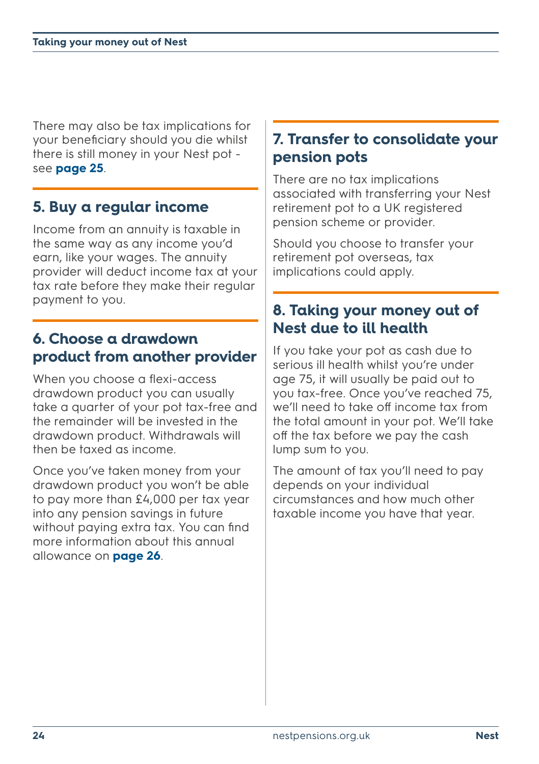There may also be tax implications for your beneficiary should you die whilst there is still money in your Nest pot - see **page 25**.

## 5. Buy a regular income

Income from an annuity is taxable in the same way as any income you'd earn, like your wages. The annuity provider will deduct income tax at your tax rate before they make their regular payment to you.

## 6. Choose a drawdown product from another provider

When you choose a flexi-access drawdown product you can usually take a quarter of your pot tax-free and the remainder will be invested in the drawdown product. Withdrawals will then be taxed as income.

Once you've taken money from your drawdown product you won't be able to pay more than £4,000 per tax year into any pension savings in future without paying extra tax. You can find more information about this annual allowance on **page 26**.

## 7. Transfer to consolidate your pension pots

There are no tax implications associated with transferring your Nest retirement pot to a UK registered pension scheme or provider.

Should you choose to transfer your retirement pot overseas, tax implications could apply.

## 8. Taking your money out of Nest due to ill health

If you take your pot as cash due to serious ill health whilst you're under age 75, it will usually be paid out to you tax-free. Once you've reached 75, we'll need to take off income tax from the total amount in your pot. We'll take off the tax before we pay the cash lump sum to you.

The amount of tax you'll need to pay depends on your individual circumstances and how much other taxable income you have that year.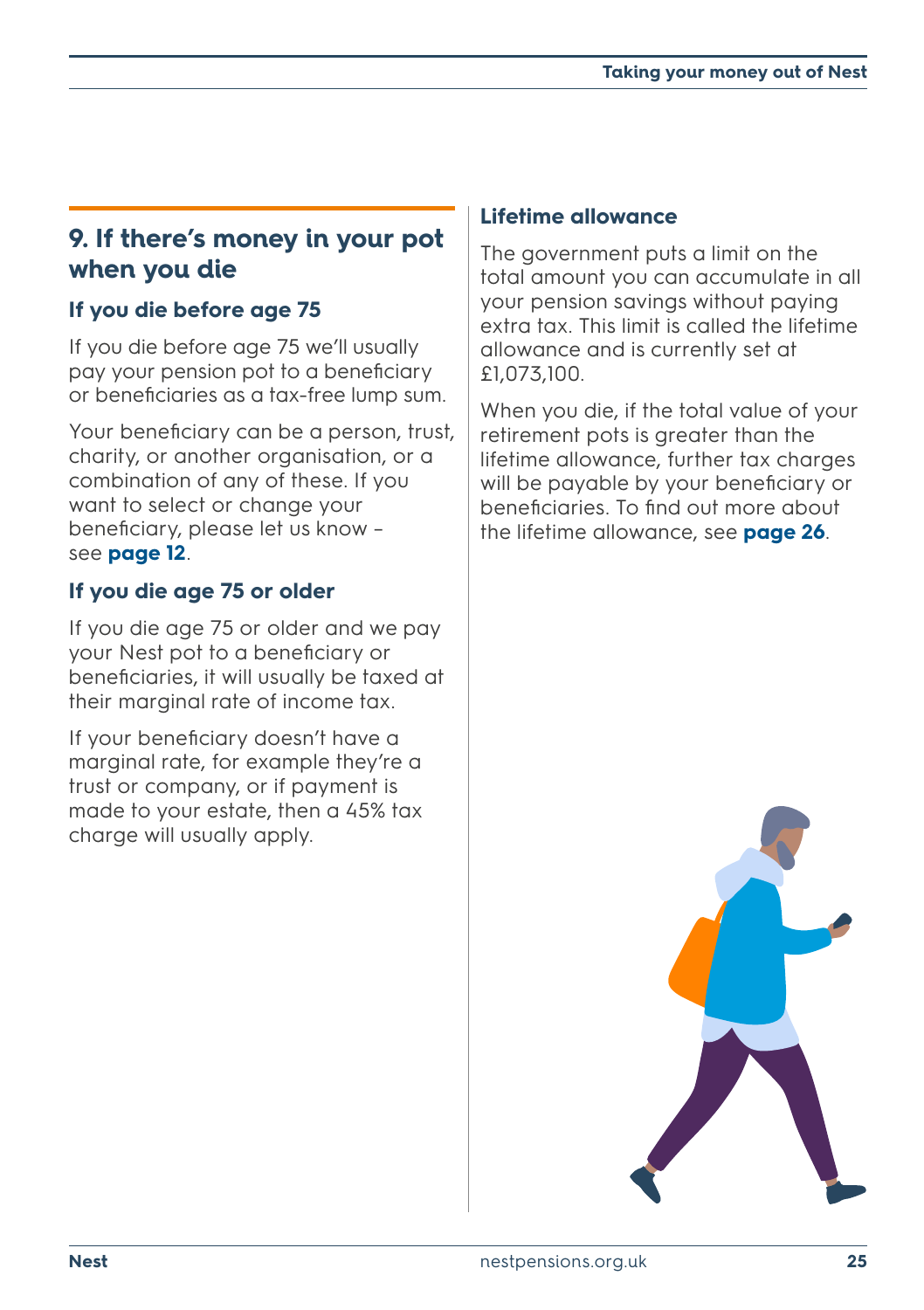## 9. If there's money in your pot when you die

### If you die before age 75

If you die before age 75 we'll usually pay your pension pot to a beneficiary or beneficiaries as a tax-free lump sum.

Your beneficiary can be a person, trust, charity, or another organisation, or a combination of any of these. If you want to select or change your beneficiary, please let us know – see **page 12**.

### If you die age 75 or older

If you die age 75 or older and we pay your Nest pot to a beneficiary or beneficiaries, it will usually be taxed at their marginal rate of income tax.

If your beneficiary doesn't have a marginal rate, for example they're a trust or company, or if payment is made to your estate, then a 45% tax charge will usually apply.

### Lifetime allowance

The government puts a limit on the total amount you can accumulate in all your pension savings without paying extra tax. This limit is called the lifetime allowance and is currently set at £1,073,100.

When you die, if the total value of your retirement pots is greater than the lifetime allowance, further tax charges will be payable by your beneficiary or beneficiaries. To find out more about the lifetime allowance, see **page 26**.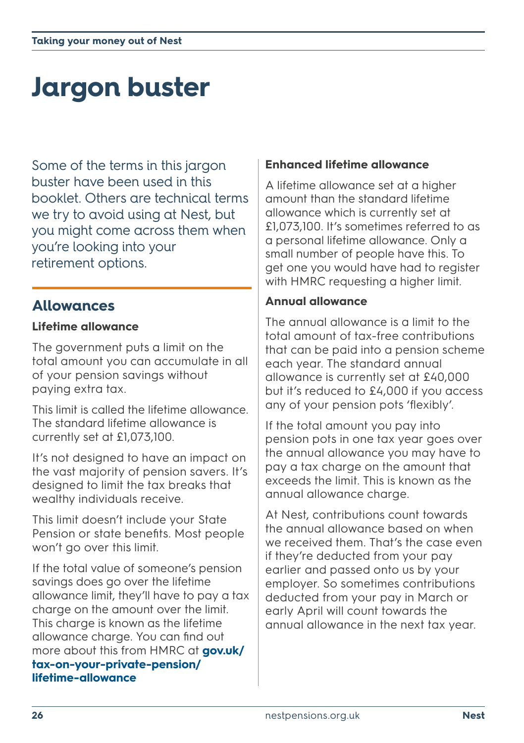# Jargon buster

Some of the terms in this jargon buster have been used in this booklet. Others are technical terms we try to avoid using at Nest, but you might come across them when you're looking into your retirement options.

## Allowances

### Lifetime allowance

The government puts a limit on the total amount you can accumulate in all of your pension savings without paying extra tax.

This limit is called the lifetime allowance. The standard lifetime allowance is currently set at £1,073,100.

It's not designed to have an impact on the vast majority of pension savers. It's designed to limit the tax breaks that wealthy individuals receive.

This limit doesn't include your State Pension or state benefits. Most people won't go over this limit.

If the total value of someone's pension savings does go over the lifetime allowance limit, they'll have to pay a tax charge on the amount over the limit. This charge is known as the lifetime allowance charge. You can find out more about this from HMRC at **gov.uk/tax-on-your-private-pension/lifetime-allowance**

### Enhanced lifetime allowance

A lifetime allowance set at a higher amount than the standard lifetime allowance which is currently set at £1,073,100. It's sometimes referred to as a personal lifetime allowance. Only a small number of people have this. To get one you would have had to register with HMRC requesting a higher limit.

### Annual allowance

The annual allowance is a limit to the total amount of tax-free contributions that can be paid into a pension scheme each year. The standard annual allowance is currently set at £40,000 but it's reduced to £4,000 if you access any of your pension pots 'flexibly'.

If the total amount you pay into pension pots in one tax year goes over the annual allowance you may have to pay a tax charge on the amount that exceeds the limit. This is known as the annual allowance charge.

At Nest, contributions count towards the annual allowance based on when we received them. That's the case even if they're deducted from your pay earlier and passed onto us by your employer. So sometimes contributions deducted from your pay in March or early April will count towards the annual allowance in the next tax year.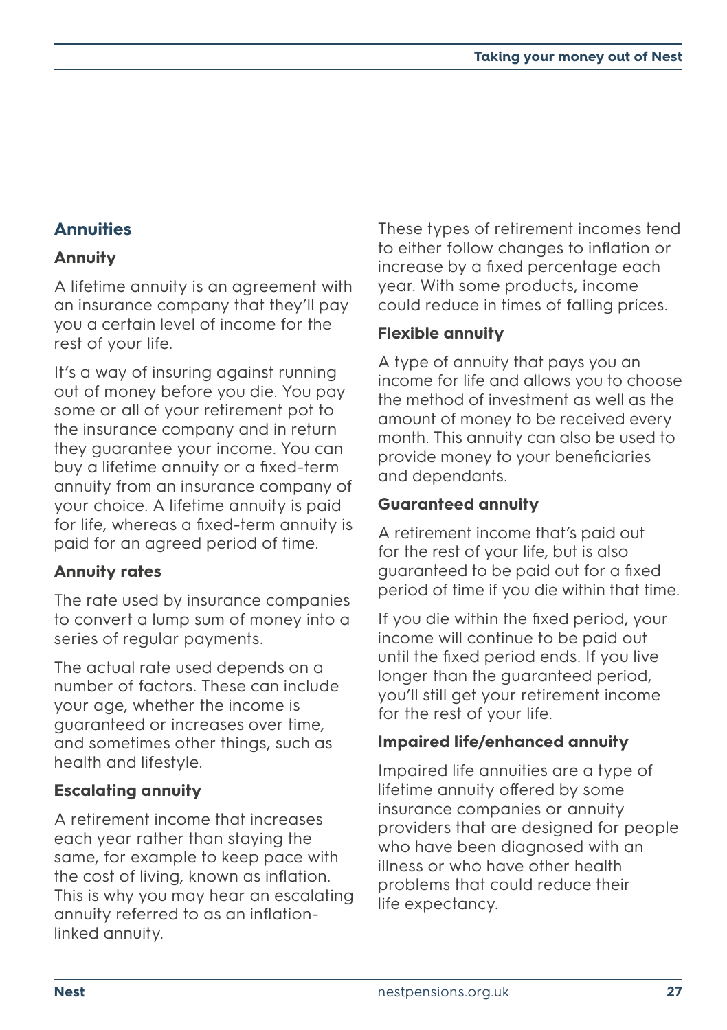## Annuities

### Annuity

A lifetime annuity is an agreement with an insurance company that they'll pay you a certain level of income for the rest of your life.

It's a way of insuring against running out of money before you die. You pay some or all of your retirement pot to the insurance company and in return they guarantee your income. You can buy a lifetime annuity or a fixed-term annuity from an insurance company of your choice. A lifetime annuity is paid for life, whereas a fixed-term annuity is paid for an agreed period of time.

### Annuity rates

The rate used by insurance companies to convert a lump sum of money into a series of regular payments.

The actual rate used depends on a number of factors. These can include your age, whether the income is guaranteed or increases over time, and sometimes other things, such as health and lifestyle.

### Escalating annuity

A retirement income that increases each year rather than staying the same, for example to keep pace with the cost of living, known as inflation. This is why you may hear an escalating annuity referred to as an inflation-linked annuity.

These types of retirement incomes tend to either follow changes to inflation or increase by a fixed percentage each year. With some products, income could reduce in times of falling prices.

### Flexible annuity

A type of annuity that pays you an income for life and allows you to choose the method of investment as well as the amount of money to be received every month. This annuity can also be used to provide money to your beneficiaries and dependants.

### Guaranteed annuity

A retirement income that's paid out for the rest of your life, but is also guaranteed to be paid out for a fixed period of time if you die within that time.

If you die within the fixed period, your income will continue to be paid out until the fixed period ends. If you live longer than the guaranteed period, you'll still get your retirement income for the rest of your life.

### Impaired life/enhanced annuity

Impaired life annuities are a type of lifetime annuity offered by some insurance companies or annuity providers that are designed for people who have been diagnosed with an illness or who have other health problems that could reduce their life expectancy.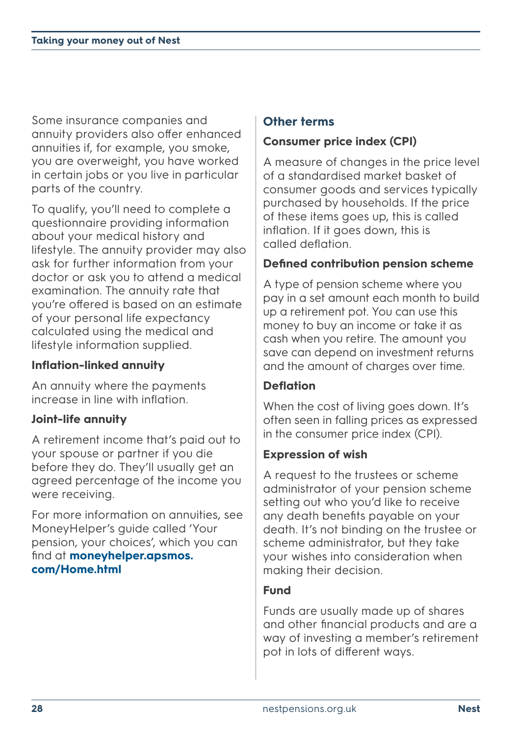Some insurance companies and annuity providers also offer enhanced annuities if, for example, you smoke, you are overweight, you have worked in certain jobs or you live in particular parts of the country.

To qualify, you'll need to complete a questionnaire providing information about your medical history and lifestyle. The annuity provider may also ask for further information from your doctor or ask you to attend a medical examination. The annuity rate that you're offered is based on an estimate of your personal life expectancy calculated using the medical and lifestyle information supplied.

### Inflation-linked annuity

An annuity where the payments increase in line with inflation.

### Joint-life annuity

A retirement income that's paid out to your spouse or partner if you die before they do. They'll usually get an agreed percentage of the income you were receiving.

For more information on annuities, see MoneyHelper's guide called 'Your pension, your choices', which you can find at **moneyhelper.apsmos.com/Home.html**

## Other terms

### Consumer price index (CPI)

A measure of changes in the price level of a standardised market basket of consumer goods and services typically purchased by households. If the price of these items goes up, this is called inflation. If it goes down, this is called deflation.

### Defined contribution pension scheme

A type of pension scheme where you pay in a set amount each month to build up a retirement pot. You can use this money to buy an income or take it as cash when you retire. The amount you save can depend on investment returns and the amount of charges over time.

### Deflation

When the cost of living goes down. It's often seen in falling prices as expressed in the consumer price index (CPI).

### Expression of wish

A request to the trustees or scheme administrator of your pension scheme setting out who you'd like to receive any death benefits payable on your death. It's not binding on the trustee or scheme administrator, but they take your wishes into consideration when making their decision.

### Fund

Funds are usually made up of shares and other financial products and are a way of investing a member's retirement pot in lots of different ways.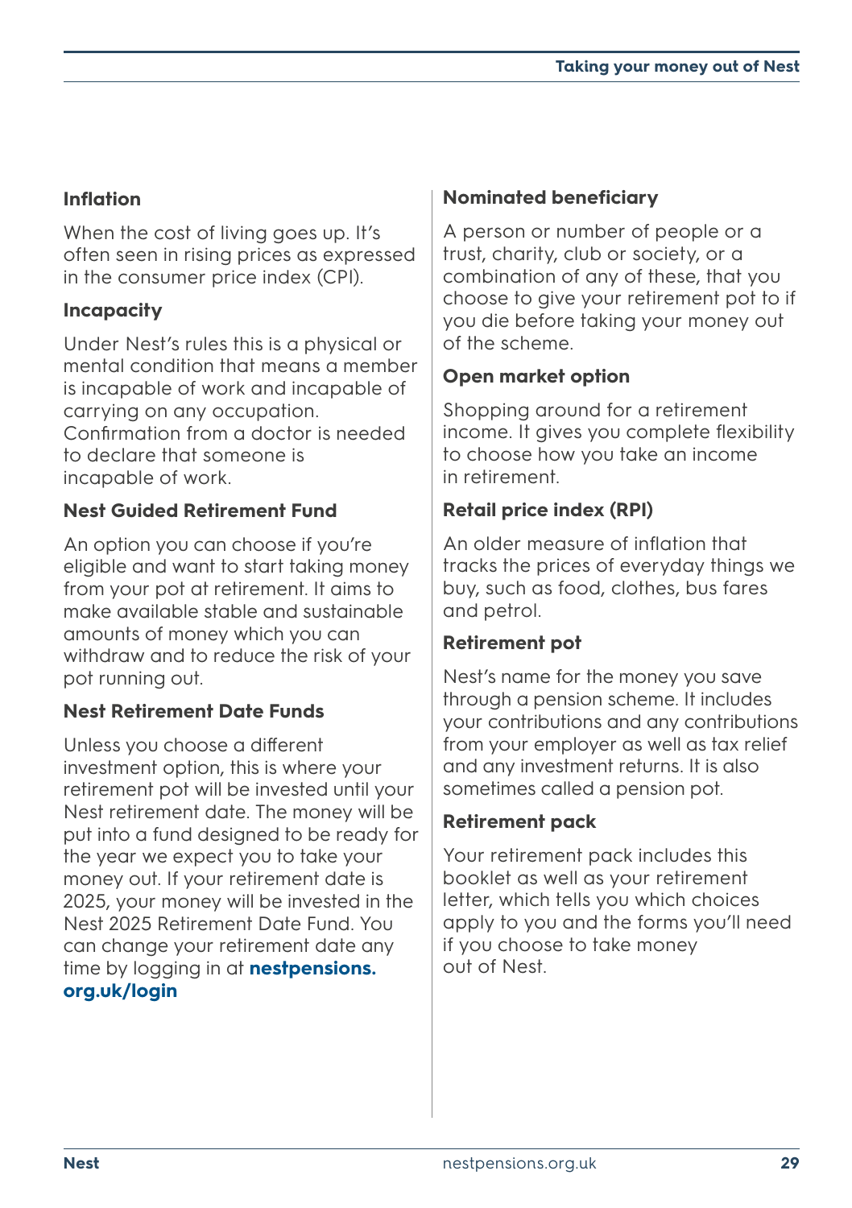### Inflation

When the cost of living goes up. It's often seen in rising prices as expressed in the consumer price index (CPI).

### Incapacity

Under Nest's rules this is a physical or mental condition that means a member is incapable of work and incapable of carrying on any occupation. Confirmation from a doctor is needed to declare that someone is incapable of work.

### Nest Guided Retirement Fund

An option you can choose if you're eligible and want to start taking money from your pot at retirement. It aims to make available stable and sustainable amounts of money which you can withdraw and to reduce the risk of your pot running out.

### Nest Retirement Date Funds

Unless you choose a different investment option, this is where your retirement pot will be invested until your Nest retirement date. The money will be put into a fund designed to be ready for the year we expect you to take your money out. If your retirement date is 2025, your money will be invested in the Nest 2025 Retirement Date Fund. You can change your retirement date any time by logging in at **nestpensions.org.uk/login**

### Nominated beneficiary

A person or number of people or a trust, charity, club or society, or a combination of any of these, that you choose to give your retirement pot to if you die before taking your money out of the scheme.

### Open market option

Shopping around for a retirement income. It gives you complete flexibility to choose how you take an income in retirement.

### Retail price index (RPI)

An older measure of inflation that tracks the prices of everyday things we buy, such as food, clothes, bus fares and petrol.

### Retirement pot

Nest's name for the money you save through a pension scheme. It includes your contributions and any contributions from your employer as well as tax relief and any investment returns. It is also sometimes called a pension pot.

### Retirement pack

Your retirement pack includes this booklet as well as your retirement letter, which tells you which choices apply to you and the forms you'll need if you choose to take money out of Nest.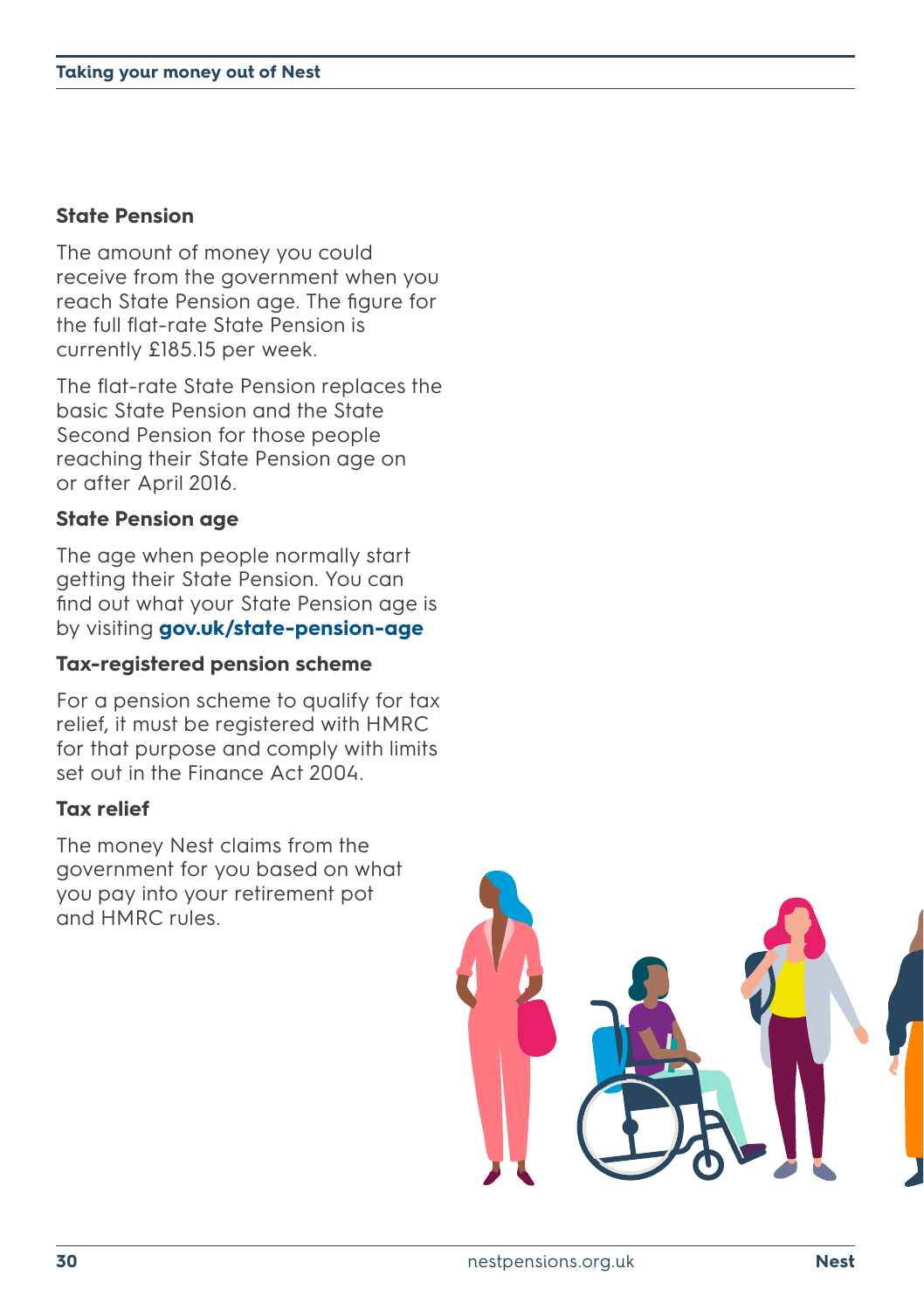### State Pension

The amount of money you could receive from the government when you reach State Pension age. The figure for the full flat-rate State Pension is currently £185.15 per week.

The flat-rate State Pension replaces the basic State Pension and the State Second Pension for those people reaching their State Pension age on or after April 2016.

### State Pension age

The age when people normally start getting their State Pension. You can find out what your State Pension age is by visiting **gov.uk/state-pension-age**

### Tax-registered pension scheme

For a pension scheme to qualify for tax relief, it must be registered with HMRC for that purpose and comply with limits set out in the Finance Act 2004.

### Tax relief

The money Nest claims from the government for you based on what you pay into your retirement pot and HMRC rules.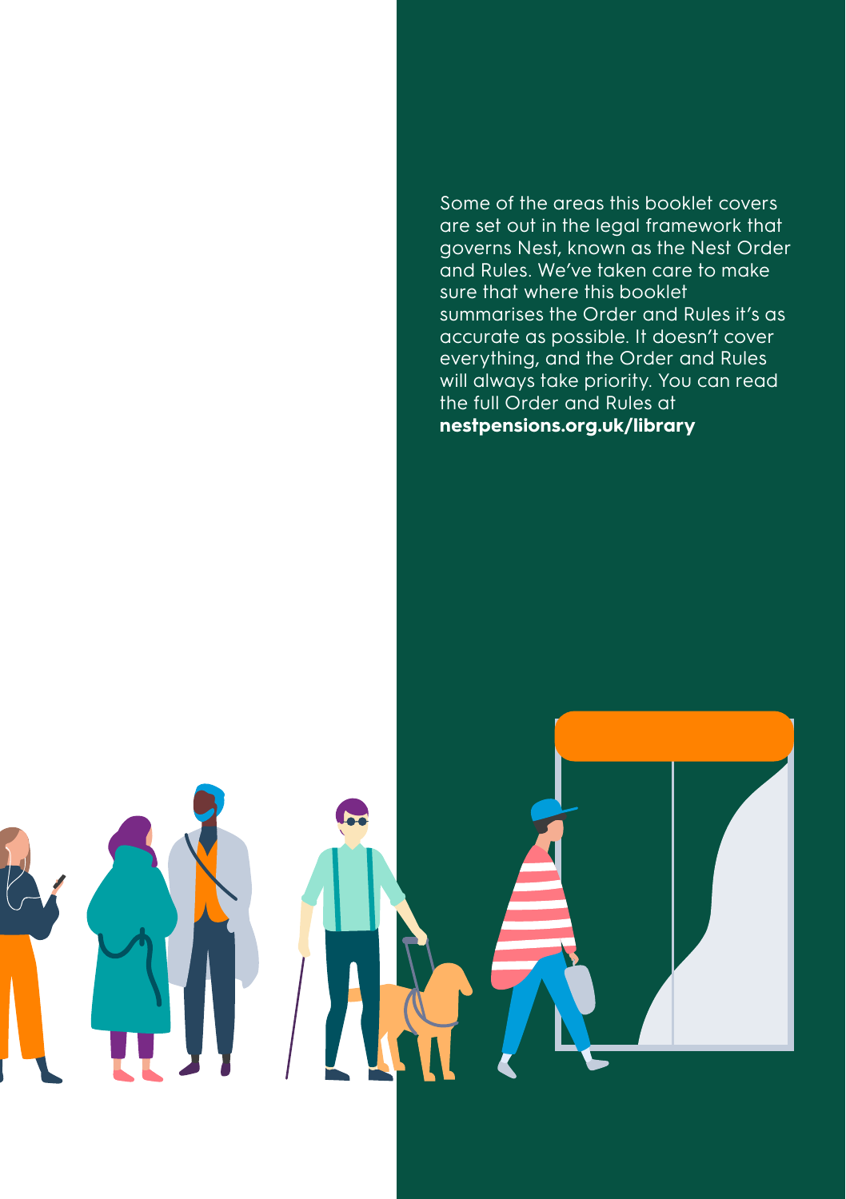Some of the areas this booklet covers are set out in the legal framework that governs Nest, known as the Nest Order and Rules. We've taken care to make sure that where this booklet summarises the Order and Rules it's as accurate as possible. It doesn't cover everything, and the Order and Rules will always take priority. You can read the full Order and Rules at **nestpensions.org.uk/library**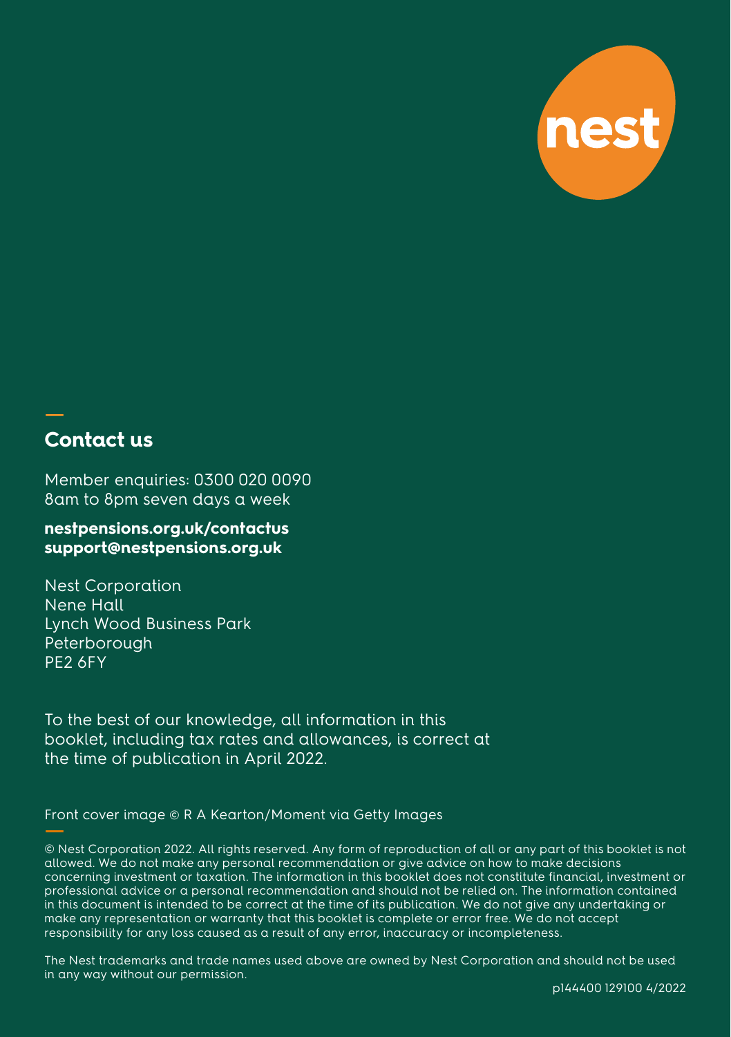## Contact us

Member enquiries: 0300 020 0090
8am to 8pm seven days a week

**nestpensions.org.uk/contactus**
**support@nestpensions.org.uk**

Nest Corporation
Nene Hall
Lynch Wood Business Park
Peterborough
PE2 6FY

To the best of our knowledge, all information in this booklet, including tax rates and allowances, is correct at the time of publication in April 2022.

Front cover image © R A Kearton/Moment via Getty Images

© Nest Corporation 2022. All rights reserved. Any form of reproduction of all or any part of this booklet is not allowed. We do not make any personal recommendation or give advice on how to make decisions concerning investment or taxation. The information in this booklet does not constitute financial, investment or professional advice or a personal recommendation and should not be relied on. The information contained in this document is intended to be correct at the time of its publication. We do not give any undertaking or make any representation or warranty that this booklet is complete or error free. We do not accept responsibility for any loss caused as a result of any error, inaccuracy or incompleteness.

The Nest trademarks and trade names used above are owned by Nest Corporation and should not be used in any way without our permission.

p144400 129100 4/2022